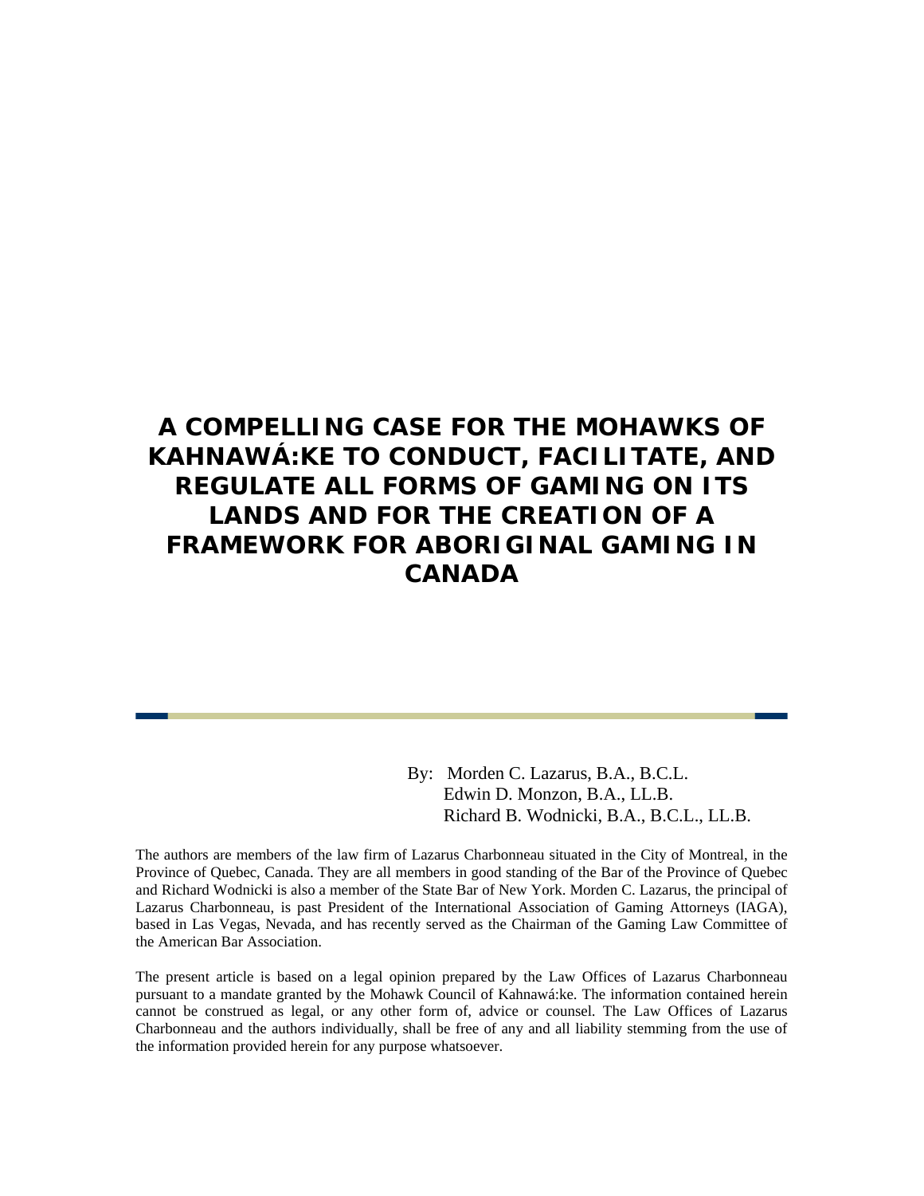# A COMPELLING CASE FOR THE MOHAWKS OF KAHNAWÁ:KE TO CONDUCT, FACILITATE, AND REGULATE ALL FORMS OF GAMING ON ITS LANDS AND FOR THE CREATION OF A FRAMEWORK FOR ABORIGINAL GAMING IN CANADA

By: Morden C. Lazarus, B.A., B.C.L.
Edwin D. Monzon, B.A., LL.B.
Richard B. Wodnicki, B.A., B.C.L., LL.B.

The authors are members of the law firm of Lazarus Charbonneau situated in the City of Montreal, in the Province of Quebec, Canada. They are all members in good standing of the Bar of the Province of Quebec and Richard Wodnicki is also a member of the State Bar of New York. Morden C. Lazarus, the principal of Lazarus Charbonneau, is past President of the International Association of Gaming Attorneys (IAGA), based in Las Vegas, Nevada, and has recently served as the Chairman of the Gaming Law Committee of the American Bar Association.

The present article is based on a legal opinion prepared by the Law Offices of Lazarus Charbonneau pursuant to a mandate granted by the Mohawk Council of Kahnawá:ke. The information contained herein cannot be construed as legal, or any other form of, advice or counsel. The Law Offices of Lazarus Charbonneau and the authors individually, shall be free of any and all liability stemming from the use of the information provided herein for any purpose whatsoever.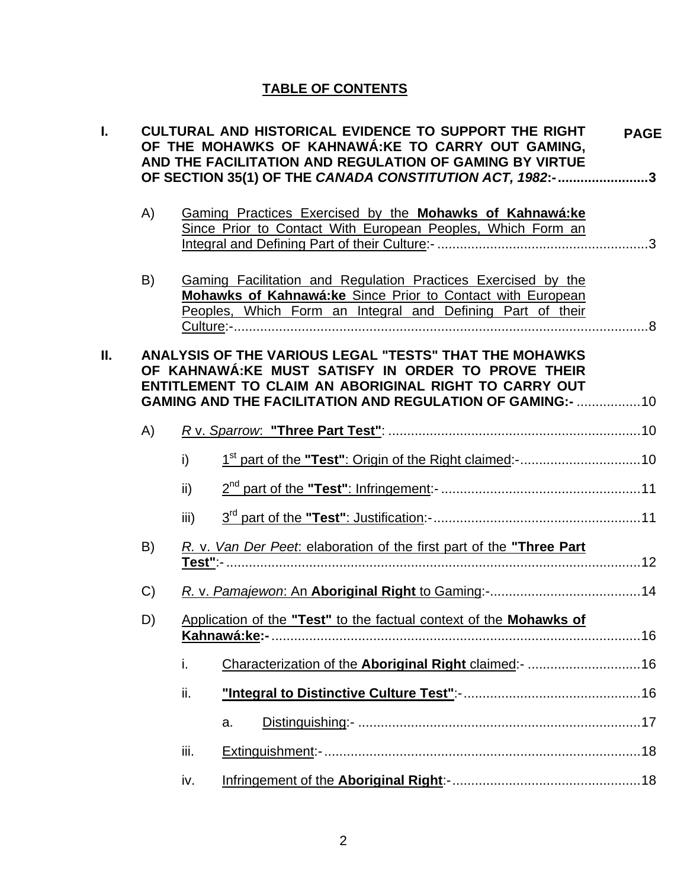## TABLE OF CONTENTS

**PAGE**

**I. CULTURAL AND HISTORICAL EVIDENCE TO SUPPORT THE RIGHT OF THE MOHAWKS OF KAHNAWÁ:KE TO CARRY OUT GAMING, AND THE FACILITATION AND REGULATION OF GAMING BY VIRTUE OF SECTION 35(1) OF THE *CANADA CONSTITUTION ACT, 1982*:-** ........................**3**

- A) Gaming Practices Exercised by the **Mohawks of Kahnawá:ke** Since Prior to Contact With European Peoples, Which Form an Integral and Defining Part of their Culture:- ........................................................3

- B) Gaming Facilitation and Regulation Practices Exercised by the **Mohawks of Kahnawá:ke** Since Prior to Contact with European Peoples, Which Form an Integral and Defining Part of their Culture:-...............................................................................................................8

**II. ANALYSIS OF THE VARIOUS LEGAL "TESTS" THAT THE MOHAWKS OF KAHNAWÁ:KE MUST SATISFY IN ORDER TO PROVE THEIR ENTITLEMENT TO CLAIM AN ABORIGINAL RIGHT TO CARRY OUT GAMING AND THE FACILITATION AND REGULATION OF GAMING:-** .................10

- A) *R* v. *Sparrow*: **"Three Part Test"**: ...................................................................10
  - i) 1st part of the **"Test"**: Origin of the Right claimed:-................................10
  - ii) 2nd part of the **"Test"**: Infringement:- .....................................................11
  - iii) 3rd part of the **"Test"**: Justification:-.......................................................11

- B) *R.* v. *Van Der Peet*: elaboration of the first part of the **"Three Part Test"**:-...............................................................................................................12

- C) *R.* v. *Pamajewon*: An **Aboriginal Right** to Gaming:-........................................14

- D) Application of the **"Test"** to the factual context of the **Mohawks of Kahnawá:ke:-** ...................................................................................................16
  - i. Characterization of the **Aboriginal Right** claimed:- ..............................16
  - ii. **"Integral to Distinctive Culture Test"**:-...............................................16
    - a. Distinguishing:- ...........................................................................17
  - iii. Extinguishment:-.....................................................................................18
  - iv. Infringement of the **Aboriginal Right**:-..................................................18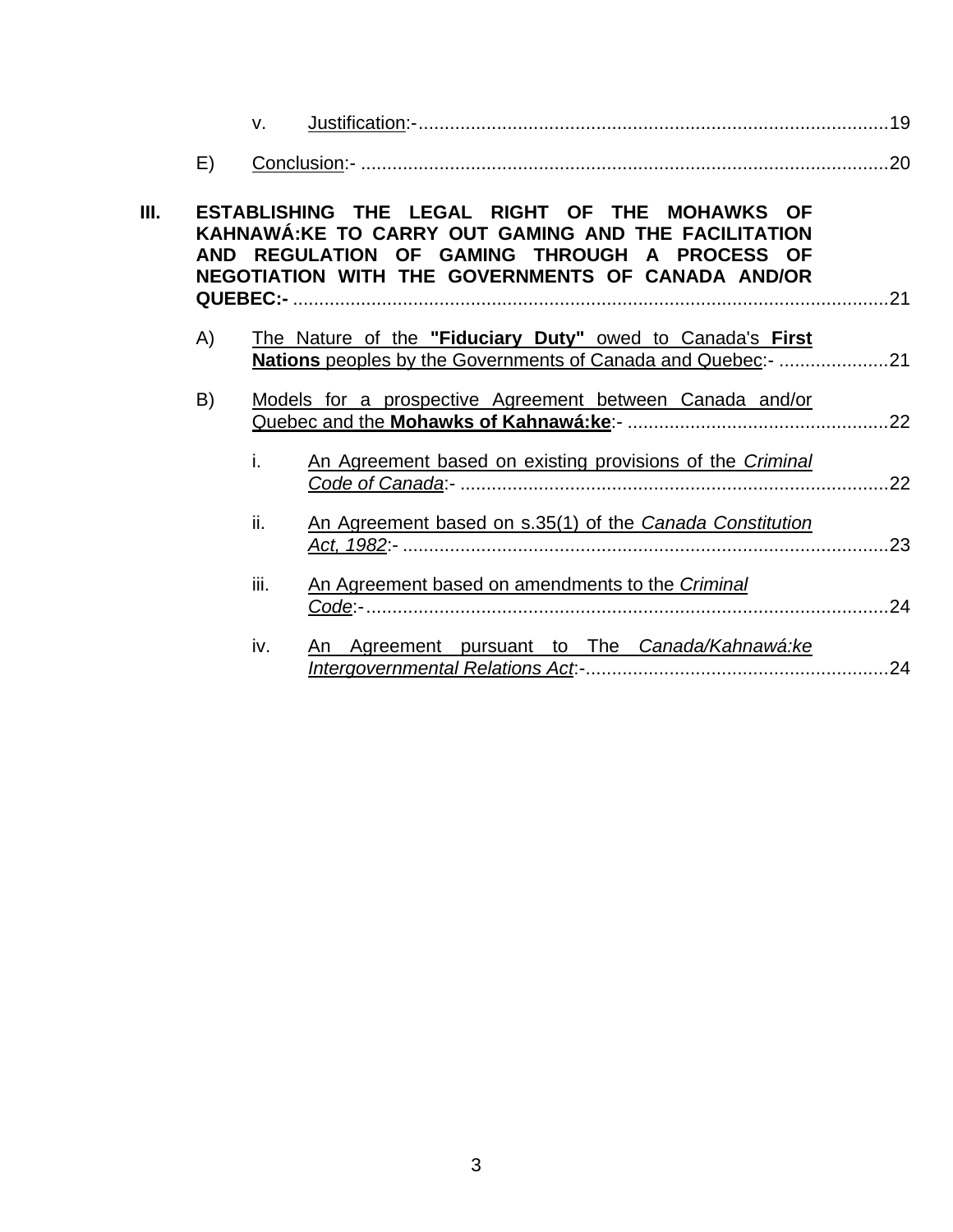v. Justification:- ..........................................................................................19

E) Conclusion:- ......................................................................................................20

**III. ESTABLISHING THE LEGAL RIGHT OF THE MOHAWKS OF KAHNAWÁ:KE TO CARRY OUT GAMING AND THE FACILITATION AND REGULATION OF GAMING THROUGH A PROCESS OF NEGOTIATION WITH THE GOVERNMENTS OF CANADA AND/OR QUEBEC:-** ..................................................................................................................21

A) The Nature of the **"Fiduciary Duty"** owed to Canada's **First Nations** peoples by the Governments of Canada and Quebec:- .....................21

B) Models for a prospective Agreement between Canada and/or Quebec and the **Mohawks of Kahnawá:ke**:- ..................................................22

i. An Agreement based on existing provisions of the *Criminal Code of Canada*:- ..................................................................................22

ii. An Agreement based on s.35(1) of the *Canada Constitution Act, 1982*:- ..............................................................................................23

iii. An Agreement based on amendments to the *Criminal Code*:- ....................................................................................................24

iv. An Agreement pursuant to The *Canada/Kahnawá:ke Intergovernmental Relations Act*:- ..........................................................24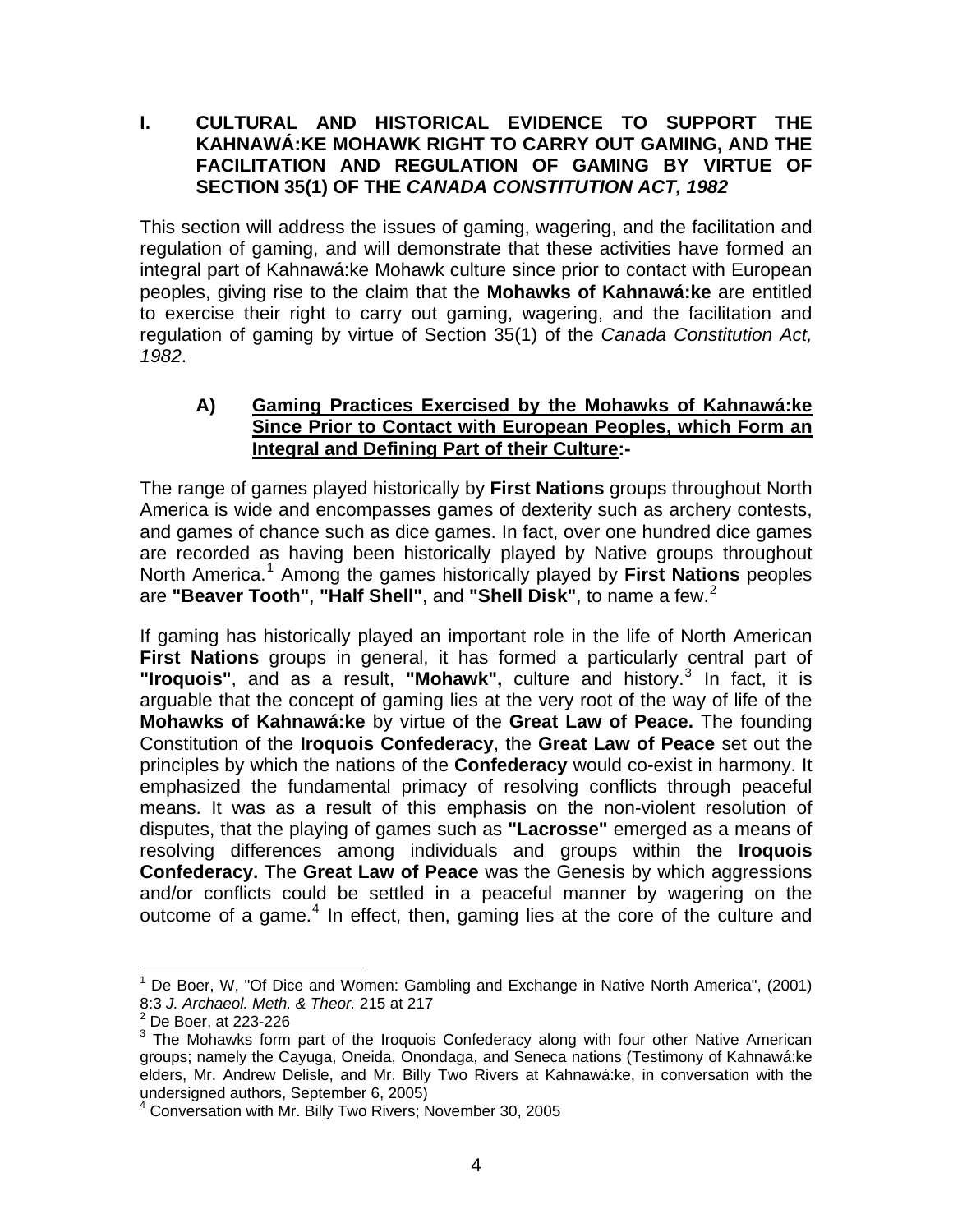## I. CULTURAL AND HISTORICAL EVIDENCE TO SUPPORT THE KAHNAWÁ:KE MOHAWK RIGHT TO CARRY OUT GAMING, AND THE FACILITATION AND REGULATION OF GAMING BY VIRTUE OF SECTION 35(1) OF THE *CANADA CONSTITUTION ACT, 1982*

This section will address the issues of gaming, wagering, and the facilitation and regulation of gaming, and will demonstrate that these activities have formed an integral part of Kahnawá:ke Mohawk culture since prior to contact with European peoples, giving rise to the claim that the **Mohawks of Kahnawá:ke** are entitled to exercise their right to carry out gaming, wagering, and the facilitation and regulation of gaming by virtue of Section 35(1) of the *Canada Constitution Act, 1982*.

### A) Gaming Practices Exercised by the Mohawks of Kahnawá:ke Since Prior to Contact with European Peoples, which Form an Integral and Defining Part of their Culture:-

The range of games played historically by **First Nations** groups throughout North America is wide and encompasses games of dexterity such as archery contests, and games of chance such as dice games. In fact, over one hundred dice games are recorded as having been historically played by Native groups throughout North America.[1] Among the games historically played by **First Nations** peoples are **"Beaver Tooth"**, **"Half Shell"**, and **"Shell Disk"**, to name a few.[2]

If gaming has historically played an important role in the life of North American **First Nations** groups in general, it has formed a particularly central part of **"Iroquois"**, and as a result, **"Mohawk",** culture and history.[3] In fact, it is arguable that the concept of gaming lies at the very root of the way of life of the **Mohawks of Kahnawá:ke** by virtue of the **Great Law of Peace.** The founding Constitution of the **Iroquois Confederacy**, the **Great Law of Peace** set out the principles by which the nations of the **Confederacy** would co-exist in harmony. It emphasized the fundamental primacy of resolving conflicts through peaceful means. It was as a result of this emphasis on the non-violent resolution of disputes, that the playing of games such as **"Lacrosse"** emerged as a means of resolving differences among individuals and groups within the **Iroquois Confederacy.** The **Great Law of Peace** was the Genesis by which aggressions and/or conflicts could be settled in a peaceful manner by wagering on the outcome of a game.[4] In effect, then, gaming lies at the core of the culture and

---

[1] De Boer, W, "Of Dice and Women: Gambling and Exchange in Native North America", (2001) 8:3 *J. Archaeol. Meth. & Theor.* 215 at 217

[2] De Boer, at 223-226

[3] The Mohawks form part of the Iroquois Confederacy along with four other Native American groups; namely the Cayuga, Oneida, Onondaga, and Seneca nations (Testimony of Kahnawá:ke elders, Mr. Andrew Delisle, and Mr. Billy Two Rivers at Kahnawá:ke, in conversation with the undersigned authors, September 6, 2005)

[4] Conversation with Mr. Billy Two Rivers; November 30, 2005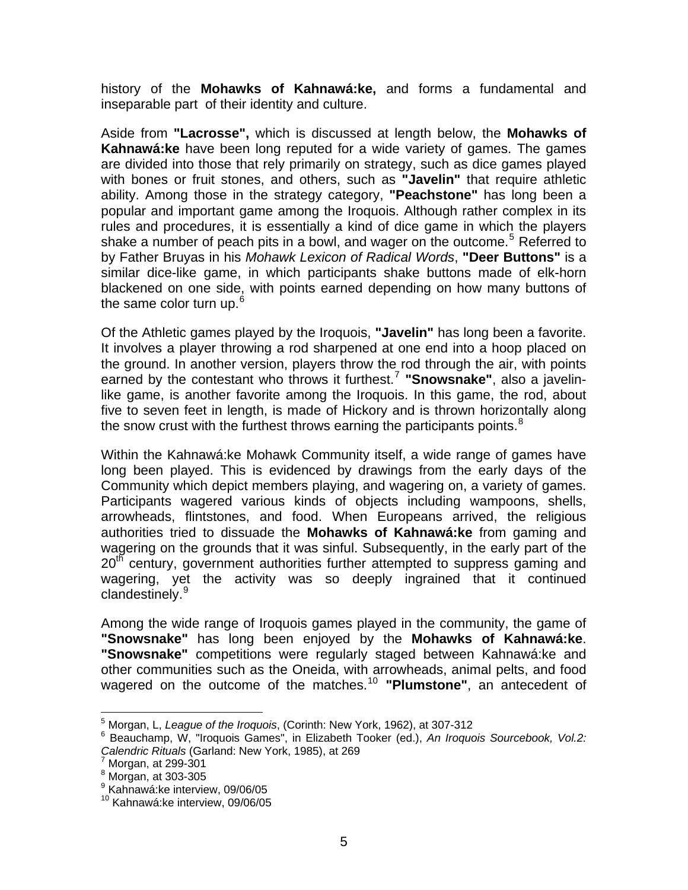history of the **Mohawks of Kahnawá:ke,** and forms a fundamental and inseparable part of their identity and culture.

Aside from **"Lacrosse",** which is discussed at length below, the **Mohawks of Kahnawá:ke** have been long reputed for a wide variety of games. The games are divided into those that rely primarily on strategy, such as dice games played with bones or fruit stones, and others, such as **"Javelin"** that require athletic ability. Among those in the strategy category, **"Peachstone"** has long been a popular and important game among the Iroquois. Although rather complex in its rules and procedures, it is essentially a kind of dice game in which the players shake a number of peach pits in a bowl, and wager on the outcome.[5] Referred to by Father Bruyas in his *Mohawk Lexicon of Radical Words*, **"Deer Buttons"** is a similar dice-like game, in which participants shake buttons made of elk-horn blackened on one side, with points earned depending on how many buttons of the same color turn up.[6]

Of the Athletic games played by the Iroquois, **"Javelin"** has long been a favorite. It involves a player throwing a rod sharpened at one end into a hoop placed on the ground. In another version, players throw the rod through the air, with points earned by the contestant who throws it furthest.[7] **"Snowsnake"**, also a javelin-like game, is another favorite among the Iroquois. In this game, the rod, about five to seven feet in length, is made of Hickory and is thrown horizontally along the snow crust with the furthest throws earning the participants points.[8]

Within the Kahnawá:ke Mohawk Community itself, a wide range of games have long been played. This is evidenced by drawings from the early days of the Community which depict members playing, and wagering on, a variety of games. Participants wagered various kinds of objects including wampoons, shells, arrowheads, flintstones, and food. When Europeans arrived, the religious authorities tried to dissuade the **Mohawks of Kahnawá:ke** from gaming and wagering on the grounds that it was sinful. Subsequently, in the early part of the 20th century, government authorities further attempted to suppress gaming and wagering, yet the activity was so deeply ingrained that it continued clandestinely.[9]

Among the wide range of Iroquois games played in the community, the game of **"Snowsnake"** has long been enjoyed by the **Mohawks of Kahnawá:ke**. **"Snowsnake"** competitions were regularly staged between Kahnawá:ke and other communities such as the Oneida, with arrowheads, animal pelts, and food wagered on the outcome of the matches.[10] **"Plumstone"**, an antecedent of

---

[5] Morgan, L, *League of the Iroquois*, (Corinth: New York, 1962), at 307-312

[6] Beauchamp, W, "Iroquois Games", in Elizabeth Tooker (ed.), *An Iroquois Sourcebook, Vol.2: Calendric Rituals* (Garland: New York, 1985), at 269

[7] Morgan, at 299-301

[8] Morgan, at 303-305

[9] Kahnawá:ke interview, 09/06/05

[10] Kahnawá:ke interview, 09/06/05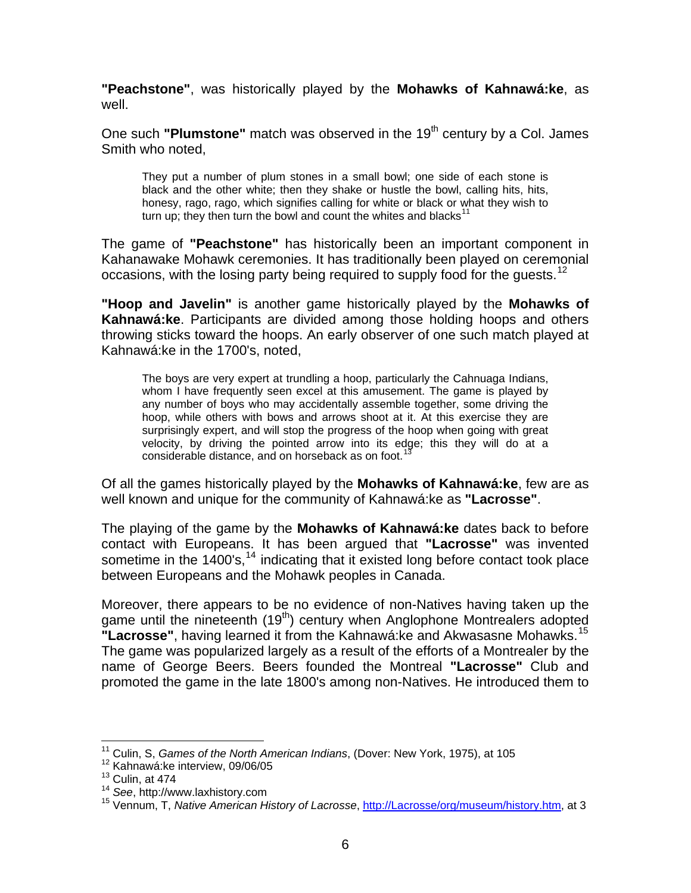**"Peachstone"**, was historically played by the **Mohawks of Kahnawá:ke**, as well.

One such **"Plumstone"** match was observed in the 19th century by a Col. James Smith who noted,

> They put a number of plum stones in a small bowl; one side of each stone is black and the other white; then they shake or hustle the bowl, calling hits, hits, honesy, rago, rago, which signifies calling for white or black or what they wish to turn up; they then turn the bowl and count the whites and blacks[11]

The game of **"Peachstone"** has historically been an important component in Kahanawake Mohawk ceremonies. It has traditionally been played on ceremonial occasions, with the losing party being required to supply food for the guests.[12]

**"Hoop and Javelin"** is another game historically played by the **Mohawks of Kahnawá:ke**. Participants are divided among those holding hoops and others throwing sticks toward the hoops. An early observer of one such match played at Kahnawá:ke in the 1700's, noted,

> The boys are very expert at trundling a hoop, particularly the Cahnuaga Indians, whom I have frequently seen excel at this amusement. The game is played by any number of boys who may accidentally assemble together, some driving the hoop, while others with bows and arrows shoot at it. At this exercise they are surprisingly expert, and will stop the progress of the hoop when going with great velocity, by driving the pointed arrow into its edge; this they will do at a considerable distance, and on horseback as on foot.[13]

Of all the games historically played by the **Mohawks of Kahnawá:ke**, few are as well known and unique for the community of Kahnawá:ke as **"Lacrosse"**.

The playing of the game by the **Mohawks of Kahnawá:ke** dates back to before contact with Europeans. It has been argued that **"Lacrosse"** was invented sometime in the 1400's,[14] indicating that it existed long before contact took place between Europeans and the Mohawk peoples in Canada.

Moreover, there appears to be no evidence of non-Natives having taken up the game until the nineteenth (19th) century when Anglophone Montrealers adopted **"Lacrosse"**, having learned it from the Kahnawá:ke and Akwasasne Mohawks.[15] The game was popularized largely as a result of the efforts of a Montrealer by the name of George Beers. Beers founded the Montreal **"Lacrosse"** Club and promoted the game in the late 1800's among non-Natives. He introduced them to

---

[11] Culin, S, *Games of the North American Indians*, (Dover: New York, 1975), at 105

[12] Kahnawá:ke interview, 09/06/05

[13] Culin, at 474

[14] *See*, http://www.laxhistory.com

[15] Vennum, T, *Native American History of Lacrosse*, http://Lacrosse/org/museum/history.htm, at 3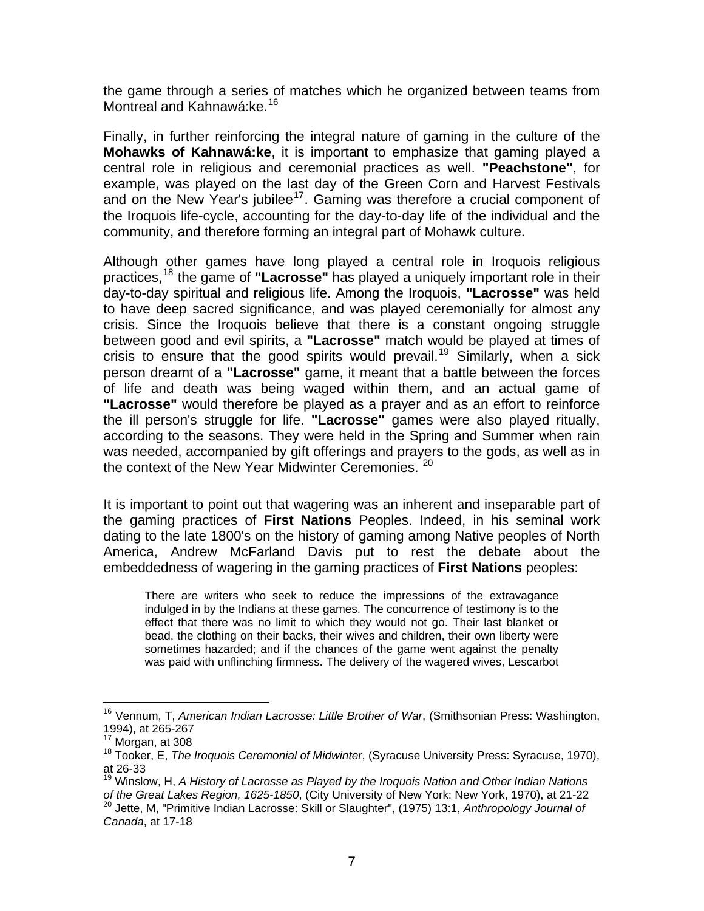the game through a series of matches which he organized between teams from Montreal and Kahnawá:ke.[16]

Finally, in further reinforcing the integral nature of gaming in the culture of the **Mohawks of Kahnawá:ke**, it is important to emphasize that gaming played a central role in religious and ceremonial practices as well. **"Peachstone"**, for example, was played on the last day of the Green Corn and Harvest Festivals and on the New Year's jubilee[17]. Gaming was therefore a crucial component of the Iroquois life-cycle, accounting for the day-to-day life of the individual and the community, and therefore forming an integral part of Mohawk culture.

Although other games have long played a central role in Iroquois religious practices,[18] the game of **"Lacrosse"** has played a uniquely important role in their day-to-day spiritual and religious life. Among the Iroquois, **"Lacrosse"** was held to have deep sacred significance, and was played ceremonially for almost any crisis. Since the Iroquois believe that there is a constant ongoing struggle between good and evil spirits, a **"Lacrosse"** match would be played at times of crisis to ensure that the good spirits would prevail.[19] Similarly, when a sick person dreamt of a **"Lacrosse"** game, it meant that a battle between the forces of life and death was being waged within them, and an actual game of **"Lacrosse"** would therefore be played as a prayer and as an effort to reinforce the ill person's struggle for life. **"Lacrosse"** games were also played ritually, according to the seasons. They were held in the Spring and Summer when rain was needed, accompanied by gift offerings and prayers to the gods, as well as in the context of the New Year Midwinter Ceremonies. [20]

It is important to point out that wagering was an inherent and inseparable part of the gaming practices of **First Nations** Peoples. Indeed, in his seminal work dating to the late 1800's on the history of gaming among Native peoples of North America, Andrew McFarland Davis put to rest the debate about the embeddedness of wagering in the gaming practices of **First Nations** peoples:

> There are writers who seek to reduce the impressions of the extravagance indulged in by the Indians at these games. The concurrence of testimony is to the effect that there was no limit to which they would not go. Their last blanket or bead, the clothing on their backs, their wives and children, their own liberty were sometimes hazarded; and if the chances of the game went against the penalty was paid with unflinching firmness. The delivery of the wagered wives, Lescarbot

---

[16] Vennum, T, *American Indian Lacrosse: Little Brother of War*, (Smithsonian Press: Washington, 1994), at 265-267

[17] Morgan, at 308

[18] Tooker, E, *The Iroquois Ceremonial of Midwinter*, (Syracuse University Press: Syracuse, 1970), at 26-33

[19] Winslow, H, *A History of Lacrosse as Played by the Iroquois Nation and Other Indian Nations of the Great Lakes Region, 1625-1850*, (City University of New York: New York, 1970), at 21-22

[20] Jette, M, "Primitive Indian Lacrosse: Skill or Slaughter", (1975) 13:1, *Anthropology Journal of Canada*, at 17-18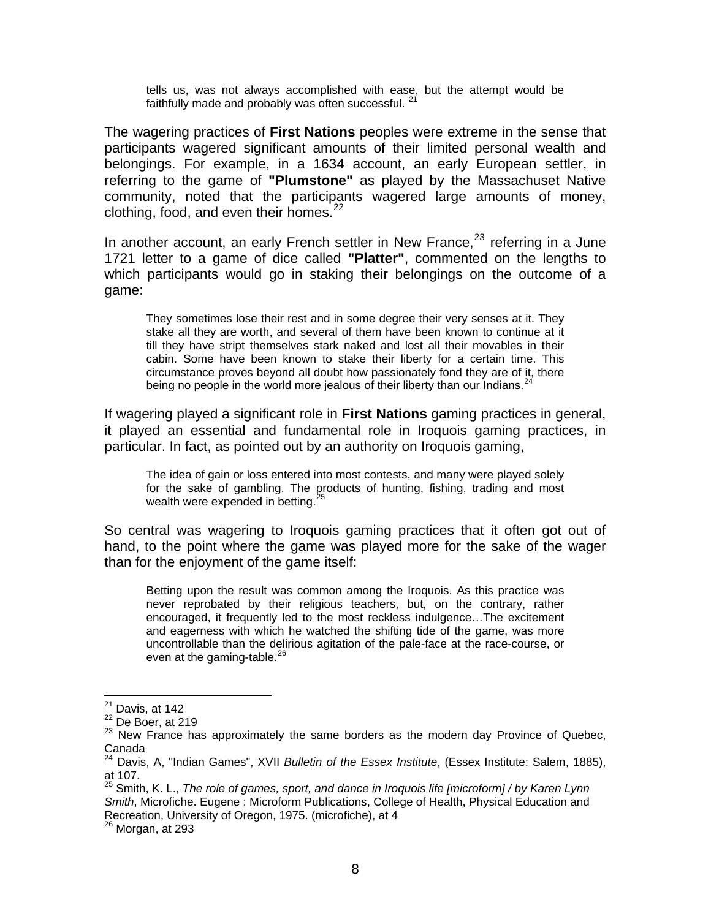> tells us, was not always accomplished with ease, but the attempt would be faithfully made and probably was often successful. [21]

The wagering practices of **First Nations** peoples were extreme in the sense that participants wagered significant amounts of their limited personal wealth and belongings. For example, in a 1634 account, an early European settler, in referring to the game of **"Plumstone"** as played by the Massachuset Native community, noted that the participants wagered large amounts of money, clothing, food, and even their homes.[22]

In another account, an early French settler in New France,[23] referring in a June 1721 letter to a game of dice called **"Platter"**, commented on the lengths to which participants would go in staking their belongings on the outcome of a game:

> They sometimes lose their rest and in some degree their very senses at it. They stake all they are worth, and several of them have been known to continue at it till they have stript themselves stark naked and lost all their movables in their cabin. Some have been known to stake their liberty for a certain time. This circumstance proves beyond all doubt how passionately fond they are of it, there being no people in the world more jealous of their liberty than our Indians.[24]

If wagering played a significant role in **First Nations** gaming practices in general, it played an essential and fundamental role in Iroquois gaming practices, in particular. In fact, as pointed out by an authority on Iroquois gaming,

> The idea of gain or loss entered into most contests, and many were played solely for the sake of gambling. The products of hunting, fishing, trading and most wealth were expended in betting.[25]

So central was wagering to Iroquois gaming practices that it often got out of hand, to the point where the game was played more for the sake of the wager than for the enjoyment of the game itself:

> Betting upon the result was common among the Iroquois. As this practice was never reprobated by their religious teachers, but, on the contrary, rather encouraged, it frequently led to the most reckless indulgence…The excitement and eagerness with which he watched the shifting tide of the game, was more uncontrollable than the delirious agitation of the pale-face at the race-course, or even at the gaming-table.[26]

---

[21] Davis, at 142

[22] De Boer, at 219

[23] New France has approximately the same borders as the modern day Province of Quebec, Canada

[24] Davis, A, "Indian Games", XVII *Bulletin of the Essex Institute*, (Essex Institute: Salem, 1885), at 107.

[25] Smith, K. L., *The role of games, sport, and dance in Iroquois life [microform] / by Karen Lynn Smith*, Microfiche. Eugene : Microform Publications, College of Health, Physical Education and Recreation, University of Oregon, 1975. (microfiche), at 4

[26] Morgan, at 293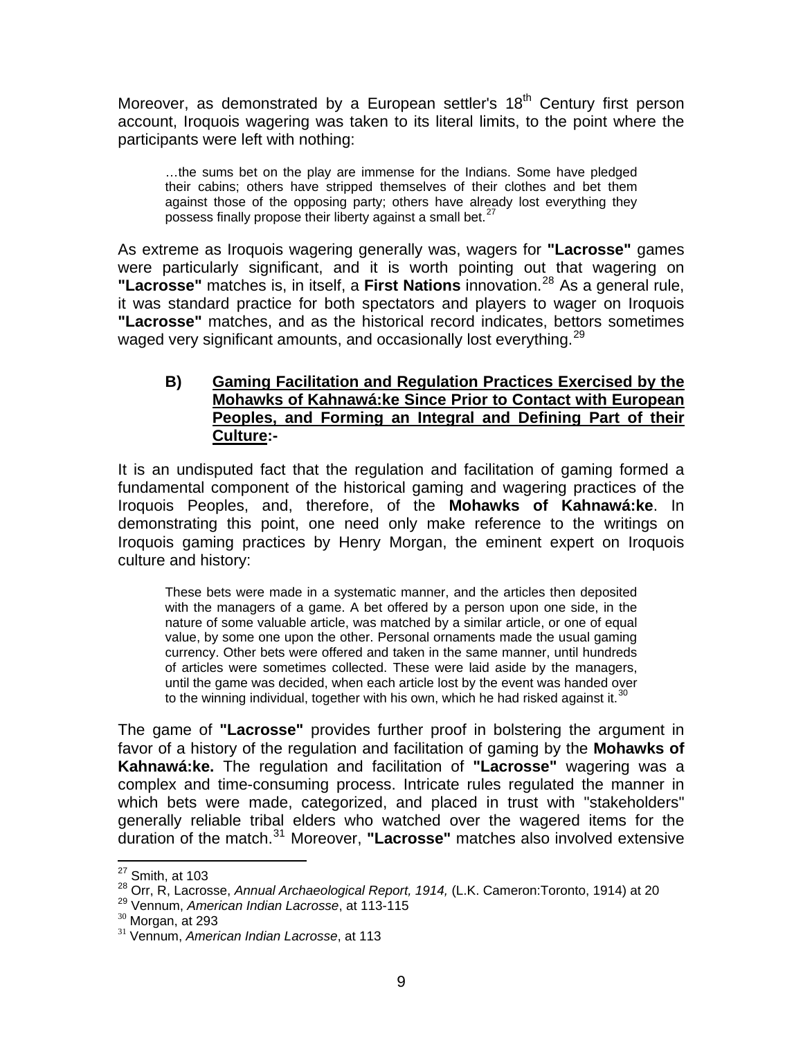Moreover, as demonstrated by a European settler's 18th Century first person account, Iroquois wagering was taken to its literal limits, to the point where the participants were left with nothing:

> …the sums bet on the play are immense for the Indians. Some have pledged their cabins; others have stripped themselves of their clothes and bet them against those of the opposing party; others have already lost everything they possess finally propose their liberty against a small bet.[27]

As extreme as Iroquois wagering generally was, wagers for **"Lacrosse"** games were particularly significant, and it is worth pointing out that wagering on **"Lacrosse"** matches is, in itself, a **First Nations** innovation.[28] As a general rule, it was standard practice for both spectators and players to wager on Iroquois **"Lacrosse"** matches, and as the historical record indicates, bettors sometimes waged very significant amounts, and occasionally lost everything.[29]

### B) Gaming Facilitation and Regulation Practices Exercised by the Mohawks of Kahnawá:ke Since Prior to Contact with European Peoples, and Forming an Integral and Defining Part of their Culture:-

It is an undisputed fact that the regulation and facilitation of gaming formed a fundamental component of the historical gaming and wagering practices of the Iroquois Peoples, and, therefore, of the **Mohawks of Kahnawá:ke**. In demonstrating this point, one need only make reference to the writings on Iroquois gaming practices by Henry Morgan, the eminent expert on Iroquois culture and history:

> These bets were made in a systematic manner, and the articles then deposited with the managers of a game. A bet offered by a person upon one side, in the nature of some valuable article, was matched by a similar article, or one of equal value, by some one upon the other. Personal ornaments made the usual gaming currency. Other bets were offered and taken in the same manner, until hundreds of articles were sometimes collected. These were laid aside by the managers, until the game was decided, when each article lost by the event was handed over to the winning individual, together with his own, which he had risked against it.[30]

The game of **"Lacrosse"** provides further proof in bolstering the argument in favor of a history of the regulation and facilitation of gaming by the **Mohawks of Kahnawá:ke.** The regulation and facilitation of **"Lacrosse"** wagering was a complex and time-consuming process. Intricate rules regulated the manner in which bets were made, categorized, and placed in trust with "stakeholders" generally reliable tribal elders who watched over the wagered items for the duration of the match.[31] Moreover, **"Lacrosse"** matches also involved extensive

---

[27] Smith, at 103

[28] Orr, R, Lacrosse, *Annual Archaeological Report, 1914,* (L.K. Cameron:Toronto, 1914) at 20

[29] Vennum, *American Indian Lacrosse*, at 113-115

[30] Morgan, at 293

[31] Vennum, *American Indian Lacrosse*, at 113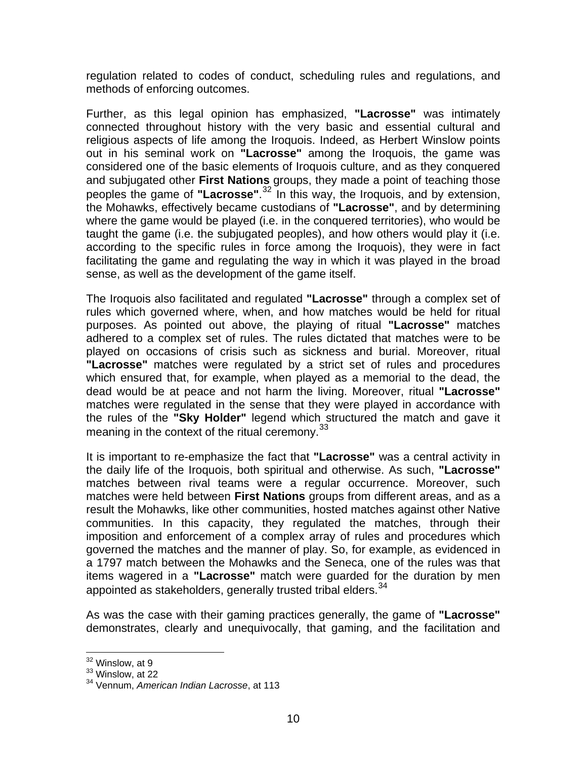regulation related to codes of conduct, scheduling rules and regulations, and methods of enforcing outcomes.

Further, as this legal opinion has emphasized, **"Lacrosse"** was intimately connected throughout history with the very basic and essential cultural and religious aspects of life among the Iroquois. Indeed, as Herbert Winslow points out in his seminal work on **"Lacrosse"** among the Iroquois, the game was considered one of the basic elements of Iroquois culture, and as they conquered and subjugated other **First Nations** groups, they made a point of teaching those peoples the game of **"Lacrosse"**.[32] In this way, the Iroquois, and by extension, the Mohawks, effectively became custodians of **"Lacrosse"**, and by determining where the game would be played (i.e. in the conquered territories), who would be taught the game (i.e. the subjugated peoples), and how others would play it (i.e. according to the specific rules in force among the Iroquois), they were in fact facilitating the game and regulating the way in which it was played in the broad sense, as well as the development of the game itself.

The Iroquois also facilitated and regulated **"Lacrosse"** through a complex set of rules which governed where, when, and how matches would be held for ritual purposes. As pointed out above, the playing of ritual **"Lacrosse"** matches adhered to a complex set of rules. The rules dictated that matches were to be played on occasions of crisis such as sickness and burial. Moreover, ritual **"Lacrosse"** matches were regulated by a strict set of rules and procedures which ensured that, for example, when played as a memorial to the dead, the dead would be at peace and not harm the living. Moreover, ritual **"Lacrosse"** matches were regulated in the sense that they were played in accordance with the rules of the **"Sky Holder"** legend which structured the match and gave it meaning in the context of the ritual ceremony.[33]

It is important to re-emphasize the fact that **"Lacrosse"** was a central activity in the daily life of the Iroquois, both spiritual and otherwise. As such, **"Lacrosse"** matches between rival teams were a regular occurrence. Moreover, such matches were held between **First Nations** groups from different areas, and as a result the Mohawks, like other communities, hosted matches against other Native communities. In this capacity, they regulated the matches, through their imposition and enforcement of a complex array of rules and procedures which governed the matches and the manner of play. So, for example, as evidenced in a 1797 match between the Mohawks and the Seneca, one of the rules was that items wagered in a **"Lacrosse"** match were guarded for the duration by men appointed as stakeholders, generally trusted tribal elders.[34]

As was the case with their gaming practices generally, the game of **"Lacrosse"** demonstrates, clearly and unequivocally, that gaming, and the facilitation and

---

[32] Winslow, at 9
[33] Winslow, at 22
[34] Vennum, *American Indian Lacrosse*, at 113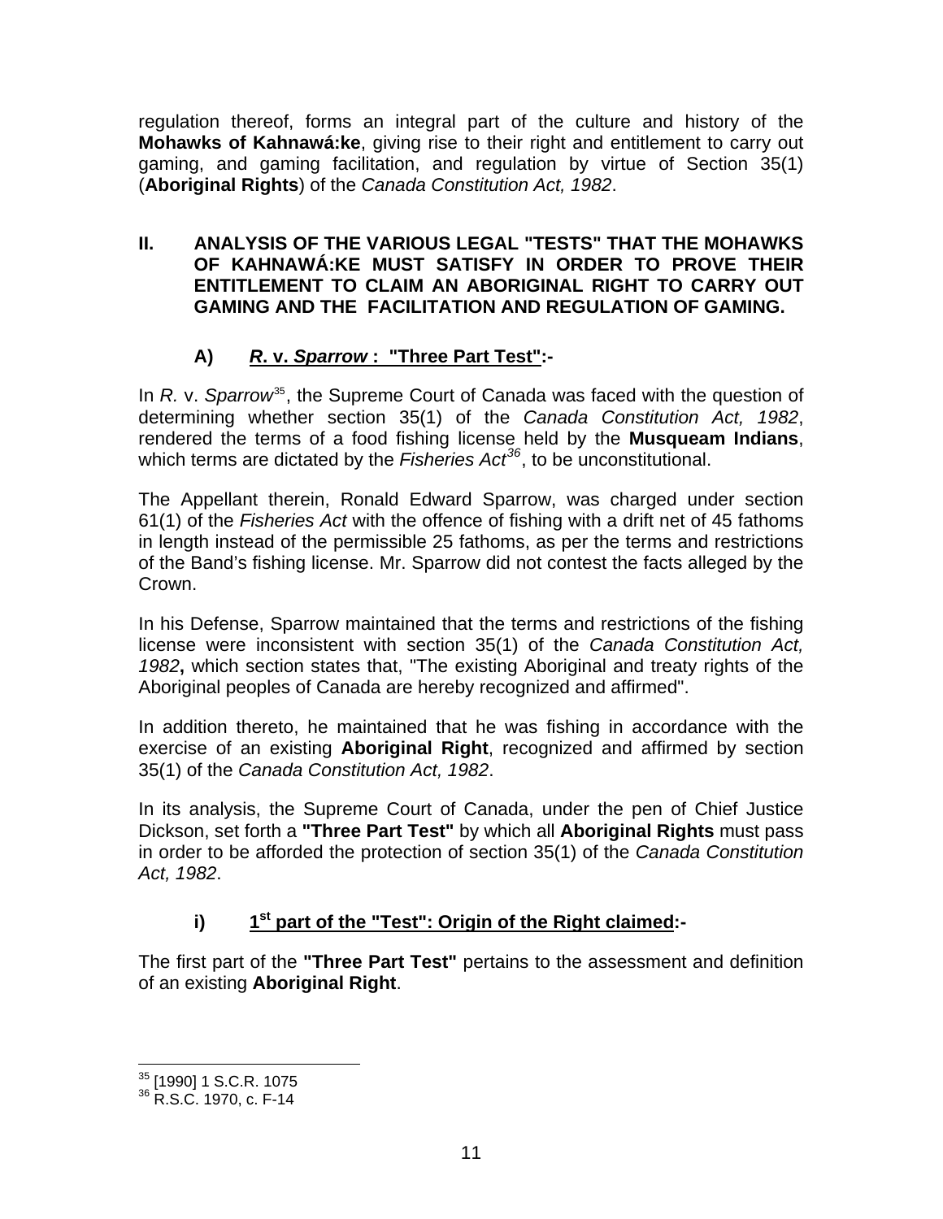regulation thereof, forms an integral part of the culture and history of the **Mohawks of Kahnawá:ke**, giving rise to their right and entitlement to carry out gaming, and gaming facilitation, and regulation by virtue of Section 35(1) (**Aboriginal Rights**) of the *Canada Constitution Act, 1982*.

## II. ANALYSIS OF THE VARIOUS LEGAL "TESTS" THAT THE MOHAWKS OF KAHNAWÁ:KE MUST SATISFY IN ORDER TO PROVE THEIR ENTITLEMENT TO CLAIM AN ABORIGINAL RIGHT TO CARRY OUT GAMING AND THE FACILITATION AND REGULATION OF GAMING.

### A) *R.* v. *Sparrow* : "Three Part Test":-

In *R.* v. *Sparrow*[35], the Supreme Court of Canada was faced with the question of determining whether section 35(1) of the *Canada Constitution Act, 1982*, rendered the terms of a food fishing license held by the **Musqueam Indians**, which terms are dictated by the *Fisheries Act*[36], to be unconstitutional.

The Appellant therein, Ronald Edward Sparrow, was charged under section 61(1) of the *Fisheries Act* with the offence of fishing with a drift net of 45 fathoms in length instead of the permissible 25 fathoms, as per the terms and restrictions of the Band's fishing license. Mr. Sparrow did not contest the facts alleged by the Crown.

In his Defense, Sparrow maintained that the terms and restrictions of the fishing license were inconsistent with section 35(1) of the *Canada Constitution Act, 1982*, which section states that, "The existing Aboriginal and treaty rights of the Aboriginal peoples of Canada are hereby recognized and affirmed".

In addition thereto, he maintained that he was fishing in accordance with the exercise of an existing **Aboriginal Right**, recognized and affirmed by section 35(1) of the *Canada Constitution Act, 1982*.

In its analysis, the Supreme Court of Canada, under the pen of Chief Justice Dickson, set forth a **"Three Part Test"** by which all **Aboriginal Rights** must pass in order to be afforded the protection of section 35(1) of the *Canada Constitution Act, 1982*.

#### i) 1st part of the "Test": Origin of the Right claimed:-

The first part of the **"Three Part Test"** pertains to the assessment and definition of an existing **Aboriginal Right**.

---

[35] [1990] 1 S.C.R. 1075

[36] R.S.C. 1970, c. F-14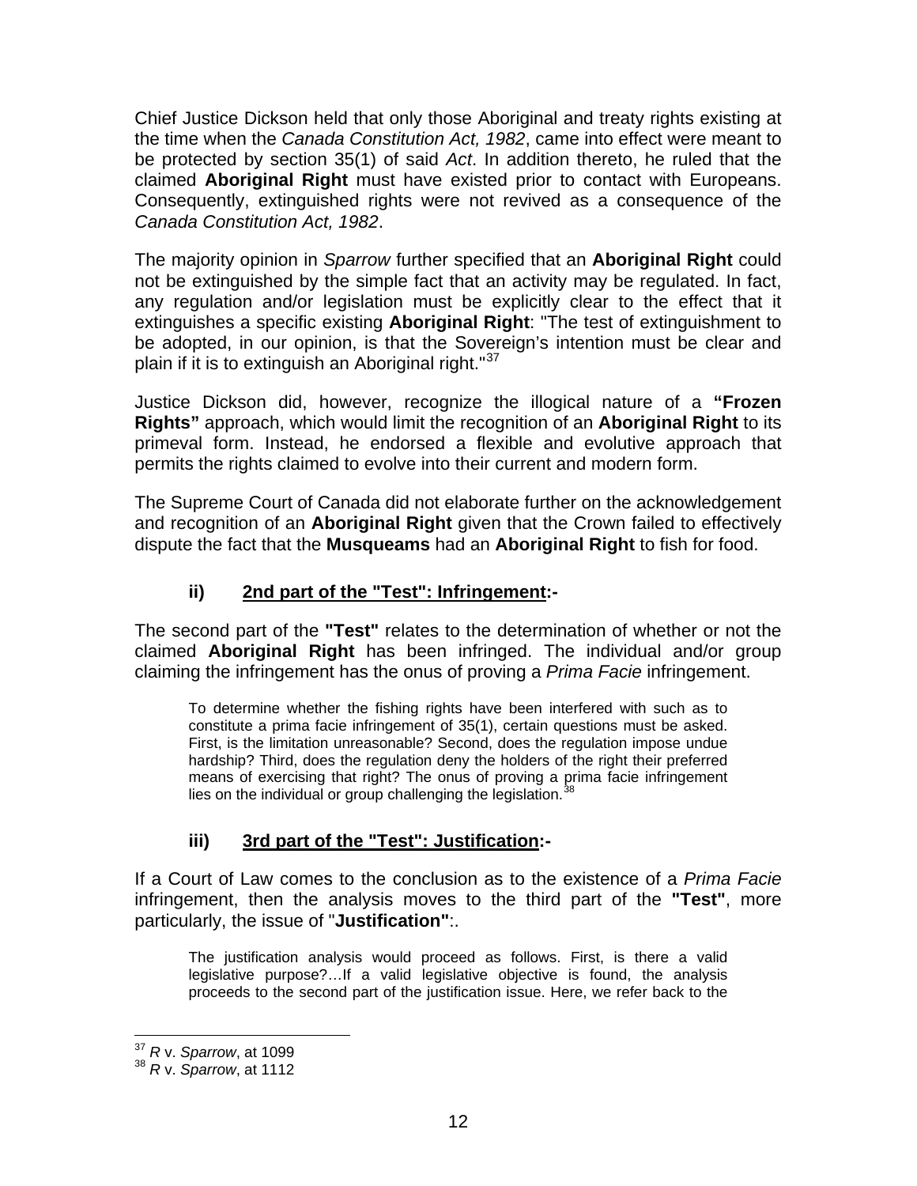Chief Justice Dickson held that only those Aboriginal and treaty rights existing at the time when the *Canada Constitution Act, 1982*, came into effect were meant to be protected by section 35(1) of said *Act*. In addition thereto, he ruled that the claimed **Aboriginal Right** must have existed prior to contact with Europeans. Consequently, extinguished rights were not revived as a consequence of the *Canada Constitution Act, 1982*.

The majority opinion in *Sparrow* further specified that an **Aboriginal Right** could not be extinguished by the simple fact that an activity may be regulated. In fact, any regulation and/or legislation must be explicitly clear to the effect that it extinguishes a specific existing **Aboriginal Right**: "The test of extinguishment to be adopted, in our opinion, is that the Sovereign's intention must be clear and plain if it is to extinguish an Aboriginal right."[37]

Justice Dickson did, however, recognize the illogical nature of a **"Frozen Rights"** approach, which would limit the recognition of an **Aboriginal Right** to its primeval form. Instead, he endorsed a flexible and evolutive approach that permits the rights claimed to evolve into their current and modern form.

The Supreme Court of Canada did not elaborate further on the acknowledgement and recognition of an **Aboriginal Right** given that the Crown failed to effectively dispute the fact that the **Musqueams** had an **Aboriginal Right** to fish for food.

### ii) 2nd part of the "Test": Infringement:-

The second part of the **"Test"** relates to the determination of whether or not the claimed **Aboriginal Right** has been infringed. The individual and/or group claiming the infringement has the onus of proving a *Prima Facie* infringement.

> To determine whether the fishing rights have been interfered with such as to constitute a prima facie infringement of 35(1), certain questions must be asked. First, is the limitation unreasonable? Second, does the regulation impose undue hardship? Third, does the regulation deny the holders of the right their preferred means of exercising that right? The onus of proving a prima facie infringement lies on the individual or group challenging the legislation.[38]

### iii) 3rd part of the "Test": Justification:-

If a Court of Law comes to the conclusion as to the existence of a *Prima Facie* infringement, then the analysis moves to the third part of the **"Test"**, more particularly, the issue of "**Justification"**:.

> The justification analysis would proceed as follows. First, is there a valid legislative purpose?…If a valid legislative objective is found, the analysis proceeds to the second part of the justification issue. Here, we refer back to the

---

[37] *R* v. *Sparrow*, at 1099
[38] *R* v. *Sparrow*, at 1112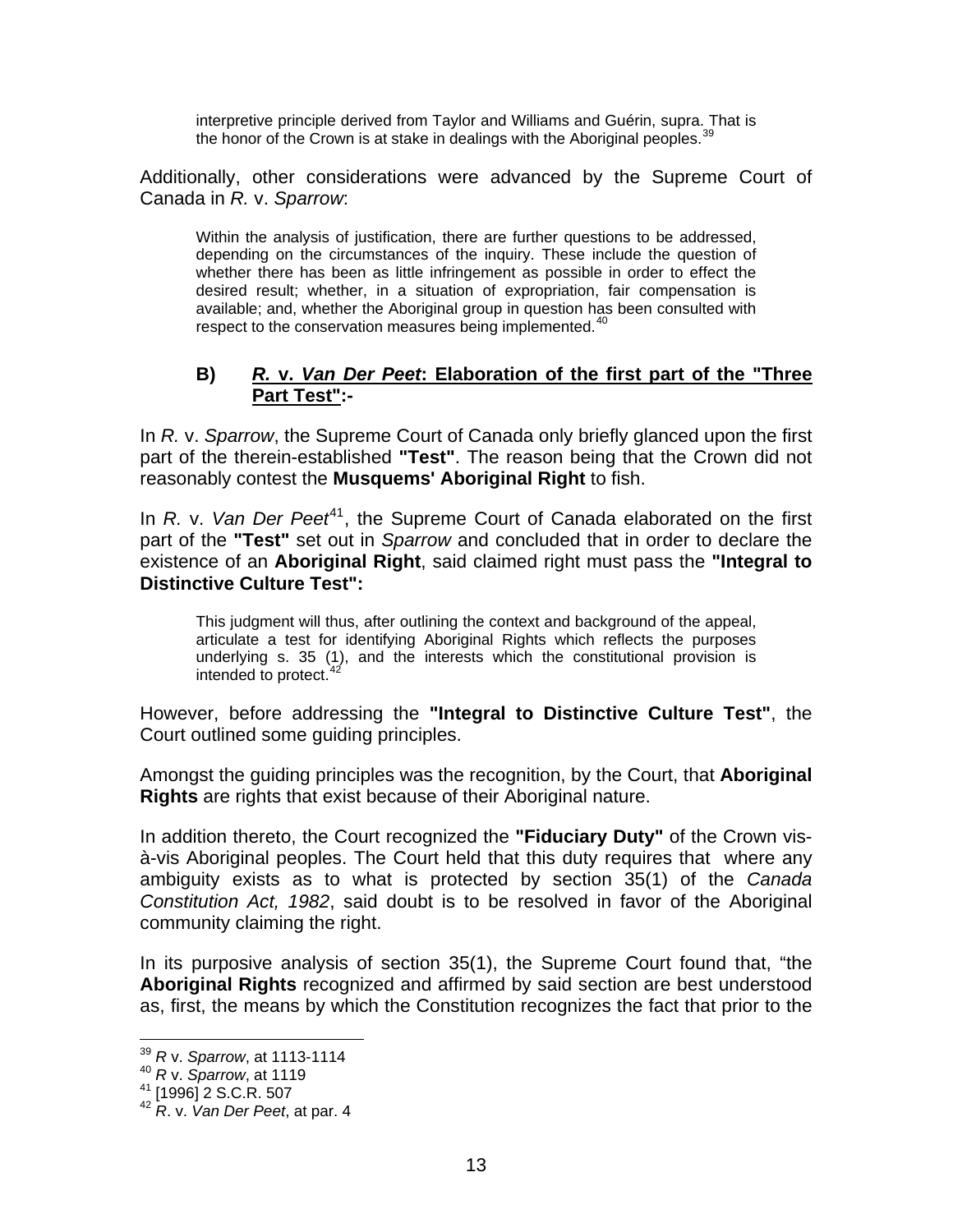> interpretive principle derived from Taylor and Williams and Guérin, supra. That is the honor of the Crown is at stake in dealings with the Aboriginal peoples.[39]

Additionally, other considerations were advanced by the Supreme Court of Canada in *R.* v. *Sparrow*:

> Within the analysis of justification, there are further questions to be addressed, depending on the circumstances of the inquiry. These include the question of whether there has been as little infringement as possible in order to effect the desired result; whether, in a situation of expropriation, fair compensation is available; and, whether the Aboriginal group in question has been consulted with respect to the conservation measures being implemented.[40]

### B) ***R.* v. *Van Der Peet*: Elaboration of the first part of the "Three Part Test":-**

In *R.* v. *Sparrow*, the Supreme Court of Canada only briefly glanced upon the first part of the therein-established **"Test"**. The reason being that the Crown did not reasonably contest the **Musquems' Aboriginal Right** to fish.

In *R.* v. *Van Der Peet*[41], the Supreme Court of Canada elaborated on the first part of the **"Test"** set out in *Sparrow* and concluded that in order to declare the existence of an **Aboriginal Right**, said claimed right must pass the **"Integral to Distinctive Culture Test":**

> This judgment will thus, after outlining the context and background of the appeal, articulate a test for identifying Aboriginal Rights which reflects the purposes underlying s. 35 (1), and the interests which the constitutional provision is intended to protect.[42]

However, before addressing the **"Integral to Distinctive Culture Test"**, the Court outlined some guiding principles.

Amongst the guiding principles was the recognition, by the Court, that **Aboriginal Rights** are rights that exist because of their Aboriginal nature.

In addition thereto, the Court recognized the **"Fiduciary Duty"** of the Crown vis-à-vis Aboriginal peoples. The Court held that this duty requires that where any ambiguity exists as to what is protected by section 35(1) of the *Canada Constitution Act, 1982*, said doubt is to be resolved in favor of the Aboriginal community claiming the right.

In its purposive analysis of section 35(1), the Supreme Court found that, "the **Aboriginal Rights** recognized and affirmed by said section are best understood as, first, the means by which the Constitution recognizes the fact that prior to the

---

[39] *R* v. *Sparrow*, at 1113-1114
[40] *R* v. *Sparrow*, at 1119
[41] [1996] 2 S.C.R. 507
[42] *R*. v. *Van Der Peet*, at par. 4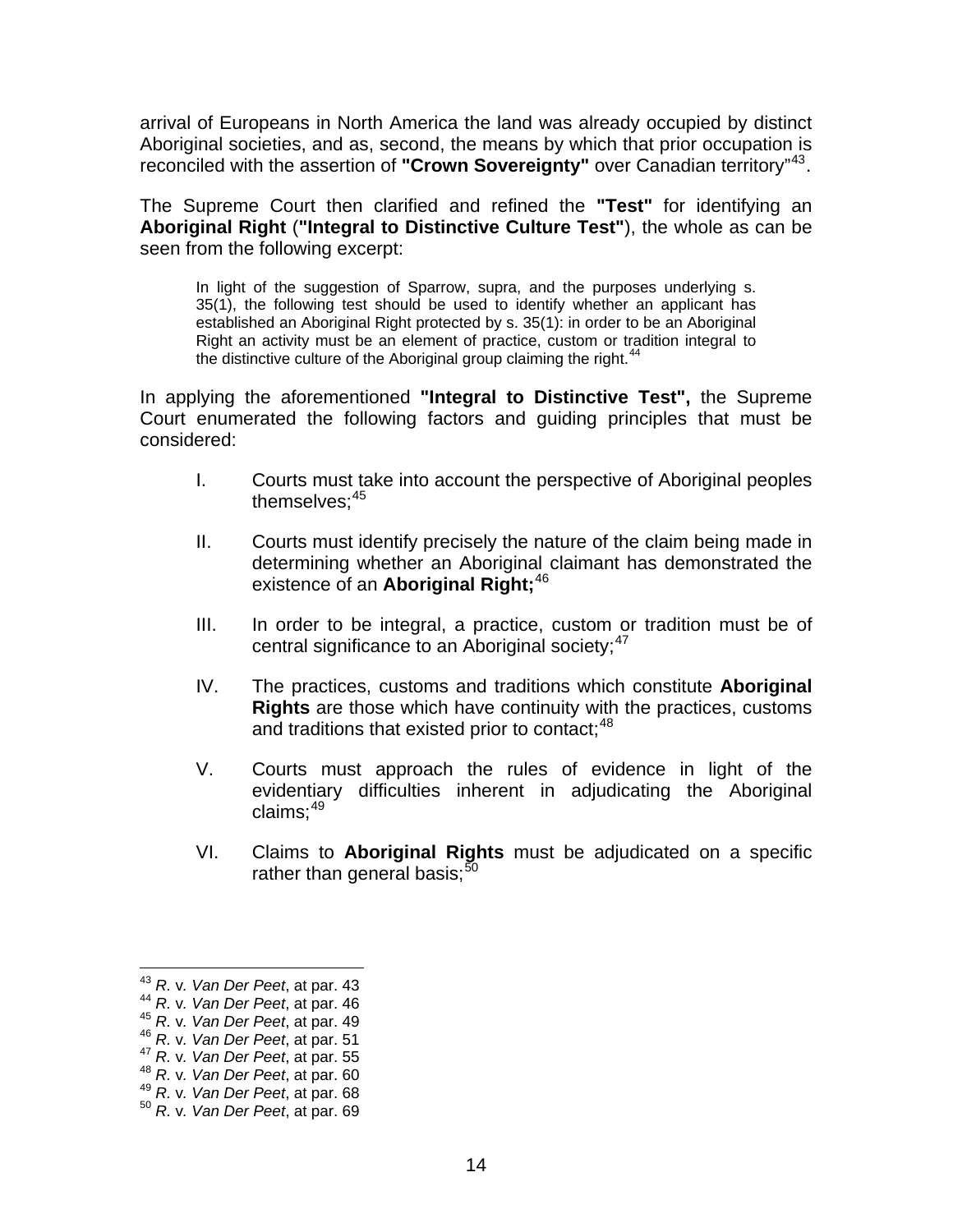arrival of Europeans in North America the land was already occupied by distinct Aboriginal societies, and as, second, the means by which that prior occupation is reconciled with the assertion of **"Crown Sovereignty"** over Canadian territory"[43].

The Supreme Court then clarified and refined the **"Test"** for identifying an **Aboriginal Right** (**"Integral to Distinctive Culture Test"**), the whole as can be seen from the following excerpt:

> In light of the suggestion of Sparrow, supra, and the purposes underlying s. 35(1), the following test should be used to identify whether an applicant has established an Aboriginal Right protected by s. 35(1): in order to be an Aboriginal Right an activity must be an element of practice, custom or tradition integral to the distinctive culture of the Aboriginal group claiming the right.[44]

In applying the aforementioned **"Integral to Distinctive Test",** the Supreme Court enumerated the following factors and guiding principles that must be considered:

I. Courts must take into account the perspective of Aboriginal peoples themselves;[45]

II. Courts must identify precisely the nature of the claim being made in determining whether an Aboriginal claimant has demonstrated the existence of an **Aboriginal Right;**[46]

III. In order to be integral, a practice, custom or tradition must be of central significance to an Aboriginal society;[47]

IV. The practices, customs and traditions which constitute **Aboriginal Rights** are those which have continuity with the practices, customs and traditions that existed prior to contact;[48]

V. Courts must approach the rules of evidence in light of the evidentiary difficulties inherent in adjudicating the Aboriginal claims;[49]

VI. Claims to **Aboriginal Rights** must be adjudicated on a specific rather than general basis;[50]

---

[43] *R.* v. *Van Der Peet*, at par. 43
[44] *R.* v. *Van Der Peet*, at par. 46
[45] *R.* v. *Van Der Peet*, at par. 49
[46] *R.* v. *Van Der Peet*, at par. 51
[47] *R.* v. *Van Der Peet*, at par. 55
[48] *R.* v. *Van Der Peet*, at par. 60
[49] *R.* v. *Van Der Peet*, at par. 68
[50] *R.* v. *Van Der Peet*, at par. 69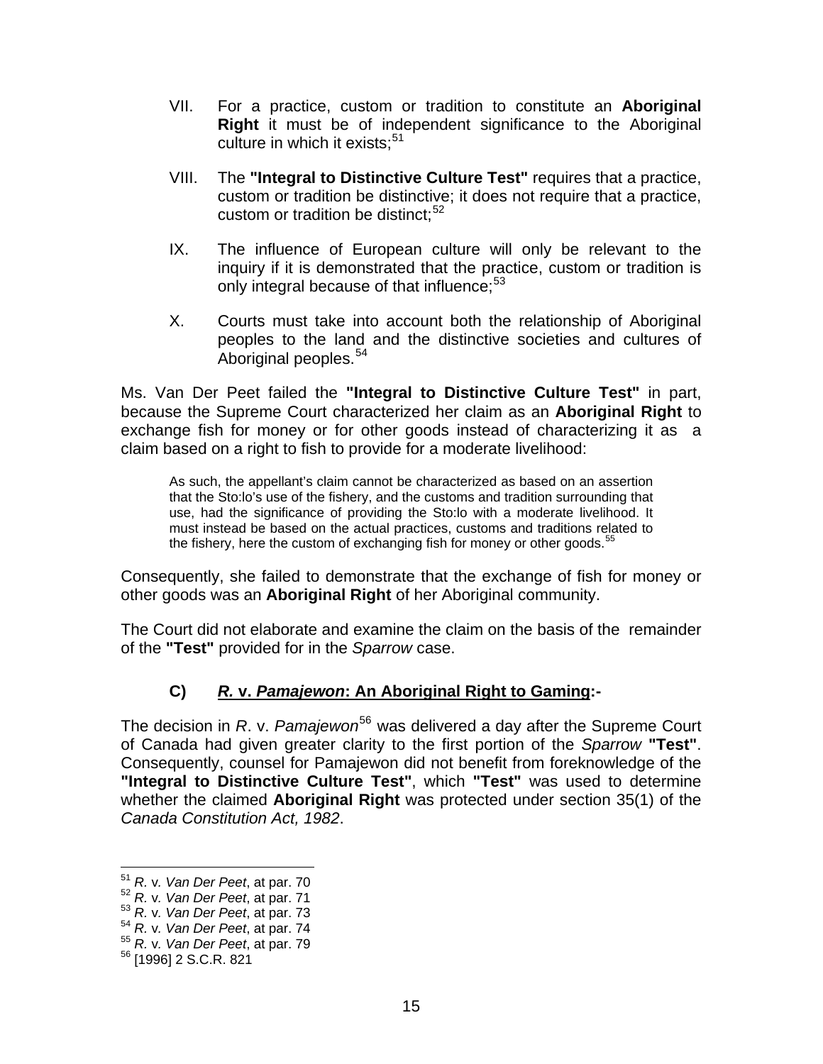VII. For a practice, custom or tradition to constitute an **Aboriginal Right** it must be of independent significance to the Aboriginal culture in which it exists;[51]

VIII. The **"Integral to Distinctive Culture Test"** requires that a practice, custom or tradition be distinctive; it does not require that a practice, custom or tradition be distinct;[52]

IX. The influence of European culture will only be relevant to the inquiry if it is demonstrated that the practice, custom or tradition is only integral because of that influence;[53]

X. Courts must take into account both the relationship of Aboriginal peoples to the land and the distinctive societies and cultures of Aboriginal peoples.[54]

Ms. Van Der Peet failed the **"Integral to Distinctive Culture Test"** in part, because the Supreme Court characterized her claim as an **Aboriginal Right** to exchange fish for money or for other goods instead of characterizing it as a claim based on a right to fish to provide for a moderate livelihood:

> As such, the appellant's claim cannot be characterized as based on an assertion that the Sto:lo's use of the fishery, and the customs and tradition surrounding that use, had the significance of providing the Sto:lo with a moderate livelihood. It must instead be based on the actual practices, customs and traditions related to the fishery, here the custom of exchanging fish for money or other goods.[55]

Consequently, she failed to demonstrate that the exchange of fish for money or other goods was an **Aboriginal Right** of her Aboriginal community.

The Court did not elaborate and examine the claim on the basis of the remainder of the **"Test"** provided for in the *Sparrow* case.

### C) *R.* v. *Pamajewon*: An Aboriginal Right to Gaming:-

The decision in *R*. v. *Pamajewon*[56] was delivered a day after the Supreme Court of Canada had given greater clarity to the first portion of the *Sparrow* **"Test"**. Consequently, counsel for Pamajewon did not benefit from foreknowledge of the **"Integral to Distinctive Culture Test"**, which **"Test"** was used to determine whether the claimed **Aboriginal Right** was protected under section 35(1) of the *Canada Constitution Act, 1982*.

---

[51] *R.* v. *Van Der Peet*, at par. 70
[52] *R.* v. *Van Der Peet*, at par. 71
[53] *R.* v. *Van Der Peet*, at par. 73
[54] *R.* v. *Van Der Peet*, at par. 74
[55] *R.* v. *Van Der Peet*, at par. 79
[56] [1996] 2 S.C.R. 821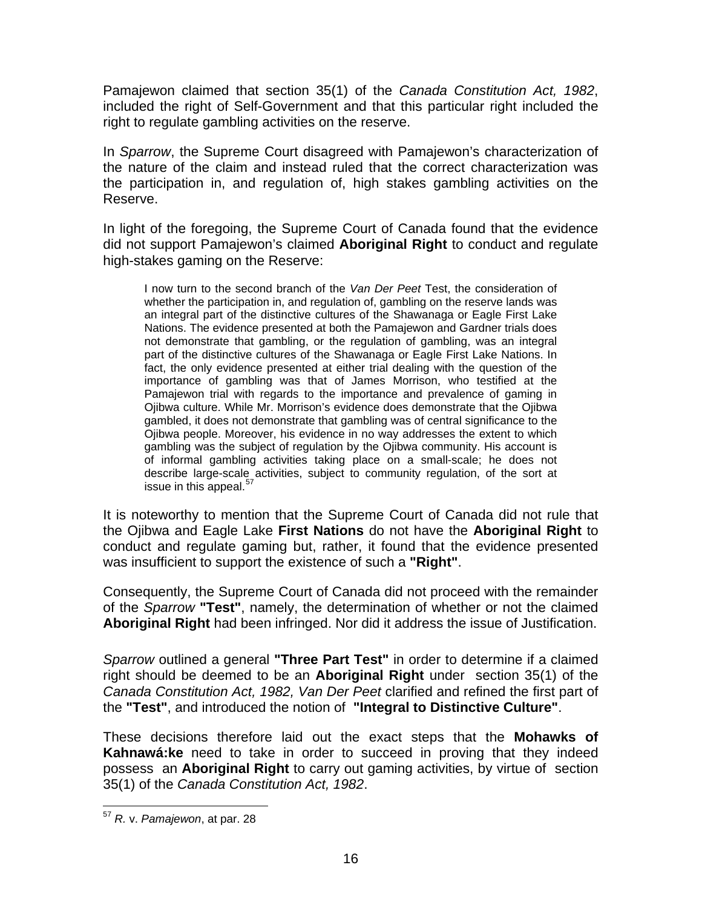Pamajewon claimed that section 35(1) of the *Canada Constitution Act, 1982*, included the right of Self-Government and that this particular right included the right to regulate gambling activities on the reserve.

In *Sparrow*, the Supreme Court disagreed with Pamajewon's characterization of the nature of the claim and instead ruled that the correct characterization was the participation in, and regulation of, high stakes gambling activities on the Reserve.

In light of the foregoing, the Supreme Court of Canada found that the evidence did not support Pamajewon's claimed **Aboriginal Right** to conduct and regulate high-stakes gaming on the Reserve:

> I now turn to the second branch of the *Van Der Peet* Test, the consideration of whether the participation in, and regulation of, gambling on the reserve lands was an integral part of the distinctive cultures of the Shawanaga or Eagle First Lake Nations. The evidence presented at both the Pamajewon and Gardner trials does not demonstrate that gambling, or the regulation of gambling, was an integral part of the distinctive cultures of the Shawanaga or Eagle First Lake Nations. In fact, the only evidence presented at either trial dealing with the question of the importance of gambling was that of James Morrison, who testified at the Pamajewon trial with regards to the importance and prevalence of gaming in Ojibwa culture. While Mr. Morrison's evidence does demonstrate that the Ojibwa gambled, it does not demonstrate that gambling was of central significance to the Ojibwa people. Moreover, his evidence in no way addresses the extent to which gambling was the subject of regulation by the Ojibwa community. His account is of informal gambling activities taking place on a small-scale; he does not describe large-scale activities, subject to community regulation, of the sort at issue in this appeal.[57]

It is noteworthy to mention that the Supreme Court of Canada did not rule that the Ojibwa and Eagle Lake **First Nations** do not have the **Aboriginal Right** to conduct and regulate gaming but, rather, it found that the evidence presented was insufficient to support the existence of such a **"Right"**.

Consequently, the Supreme Court of Canada did not proceed with the remainder of the *Sparrow* **"Test"**, namely, the determination of whether or not the claimed **Aboriginal Right** had been infringed. Nor did it address the issue of Justification.

*Sparrow* outlined a general **"Three Part Test"** in order to determine if a claimed right should be deemed to be an **Aboriginal Right** under section 35(1) of the *Canada Constitution Act, 1982, Van Der Peet* clarified and refined the first part of the **"Test"**, and introduced the notion of **"Integral to Distinctive Culture"**.

These decisions therefore laid out the exact steps that the **Mohawks of Kahnawá:ke** need to take in order to succeed in proving that they indeed possess an **Aboriginal Right** to carry out gaming activities, by virtue of section 35(1) of the *Canada Constitution Act, 1982*.

---

[57] *R.* v. *Pamajewon*, at par. 28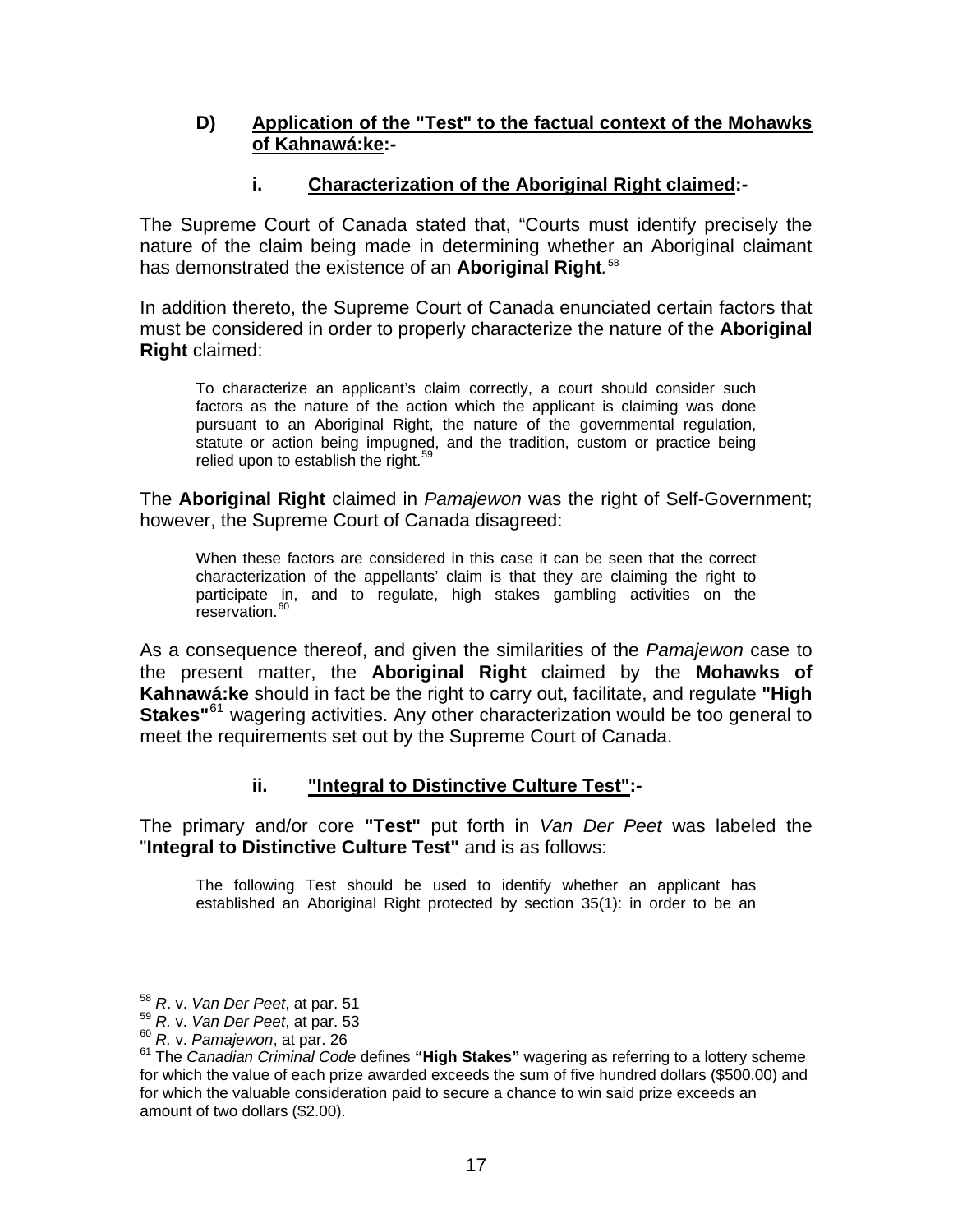### D) Application of the "Test" to the factual context of the Mohawks of Kahnawá:ke:-

#### i. Characterization of the Aboriginal Right claimed:-

The Supreme Court of Canada stated that, "Courts must identify precisely the nature of the claim being made in determining whether an Aboriginal claimant has demonstrated the existence of an **Aboriginal Right**.[58]

In addition thereto, the Supreme Court of Canada enunciated certain factors that must be considered in order to properly characterize the nature of the **Aboriginal Right** claimed:

> To characterize an applicant's claim correctly, a court should consider such factors as the nature of the action which the applicant is claiming was done pursuant to an Aboriginal Right, the nature of the governmental regulation, statute or action being impugned, and the tradition, custom or practice being relied upon to establish the right.[59]

The **Aboriginal Right** claimed in *Pamajewon* was the right of Self-Government; however, the Supreme Court of Canada disagreed:

> When these factors are considered in this case it can be seen that the correct characterization of the appellants' claim is that they are claiming the right to participate in, and to regulate, high stakes gambling activities on the reservation.[60]

As a consequence thereof, and given the similarities of the *Pamajewon* case to the present matter, the **Aboriginal Right** claimed by the **Mohawks of Kahnawá:ke** should in fact be the right to carry out, facilitate, and regulate **"High Stakes"**[61] wagering activities. Any other characterization would be too general to meet the requirements set out by the Supreme Court of Canada.

#### ii. "Integral to Distinctive Culture Test":-

The primary and/or core **"Test"** put forth in *Van Der Peet* was labeled the "**Integral to Distinctive Culture Test"** and is as follows:

> The following Test should be used to identify whether an applicant has established an Aboriginal Right protected by section 35(1): in order to be an

---

[58] *R*. v. *Van Der Peet*, at par. 51

[59] *R*. v. *Van Der Peet*, at par. 53

[60] *R*. v. *Pamajewon*, at par. 26

[61] The *Canadian Criminal Code* defines **"High Stakes"** wagering as referring to a lottery scheme for which the value of each prize awarded exceeds the sum of five hundred dollars ($500.00) and for which the valuable consideration paid to secure a chance to win said prize exceeds an amount of two dollars ($2.00).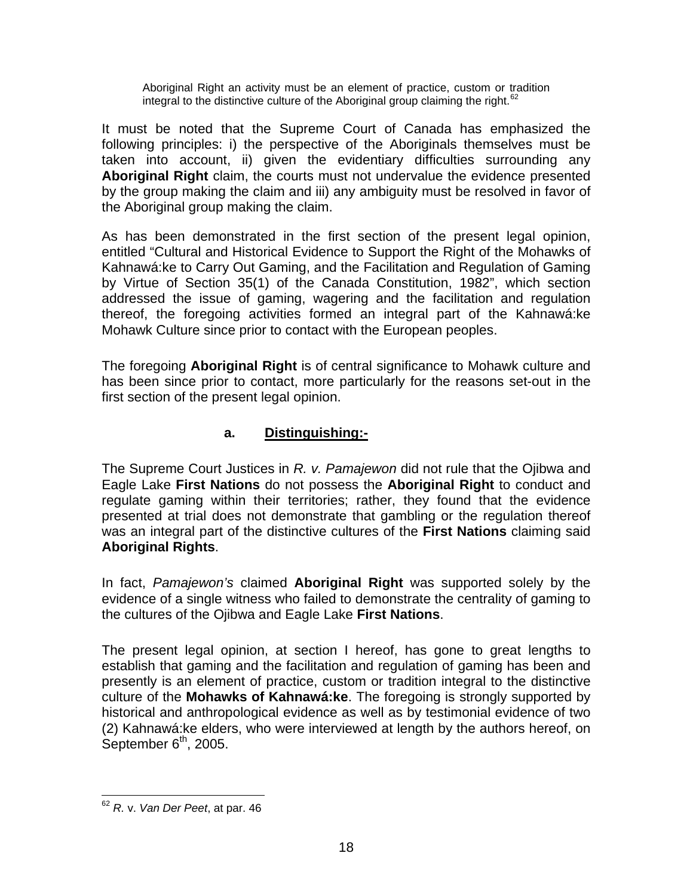> Aboriginal Right an activity must be an element of practice, custom or tradition integral to the distinctive culture of the Aboriginal group claiming the right.[62]

It must be noted that the Supreme Court of Canada has emphasized the following principles: i) the perspective of the Aboriginals themselves must be taken into account, ii) given the evidentiary difficulties surrounding any **Aboriginal Right** claim, the courts must not undervalue the evidence presented by the group making the claim and iii) any ambiguity must be resolved in favor of the Aboriginal group making the claim.

As has been demonstrated in the first section of the present legal opinion, entitled "Cultural and Historical Evidence to Support the Right of the Mohawks of Kahnawá:ke to Carry Out Gaming, and the Facilitation and Regulation of Gaming by Virtue of Section 35(1) of the Canada Constitution, 1982", which section addressed the issue of gaming, wagering and the facilitation and regulation thereof, the foregoing activities formed an integral part of the Kahnawá:ke Mohawk Culture since prior to contact with the European peoples.

The foregoing **Aboriginal Right** is of central significance to Mohawk culture and has been since prior to contact, more particularly for the reasons set-out in the first section of the present legal opinion.

### a. <u>Distinguishing:-</u>

The Supreme Court Justices in *R. v. Pamajewon* did not rule that the Ojibwa and Eagle Lake **First Nations** do not possess the **Aboriginal Right** to conduct and regulate gaming within their territories; rather, they found that the evidence presented at trial does not demonstrate that gambling or the regulation thereof was an integral part of the distinctive cultures of the **First Nations** claiming said **Aboriginal Rights**.

In fact, *Pamajewon's* claimed **Aboriginal Right** was supported solely by the evidence of a single witness who failed to demonstrate the centrality of gaming to the cultures of the Ojibwa and Eagle Lake **First Nations**.

The present legal opinion, at section I hereof, has gone to great lengths to establish that gaming and the facilitation and regulation of gaming has been and presently is an element of practice, custom or tradition integral to the distinctive culture of the **Mohawks of Kahnawá:ke**. The foregoing is strongly supported by historical and anthropological evidence as well as by testimonial evidence of two (2) Kahnawá:ke elders, who were interviewed at length by the authors hereof, on September 6th, 2005.

---

[62] *R.* v. *Van Der Peet*, at par. 46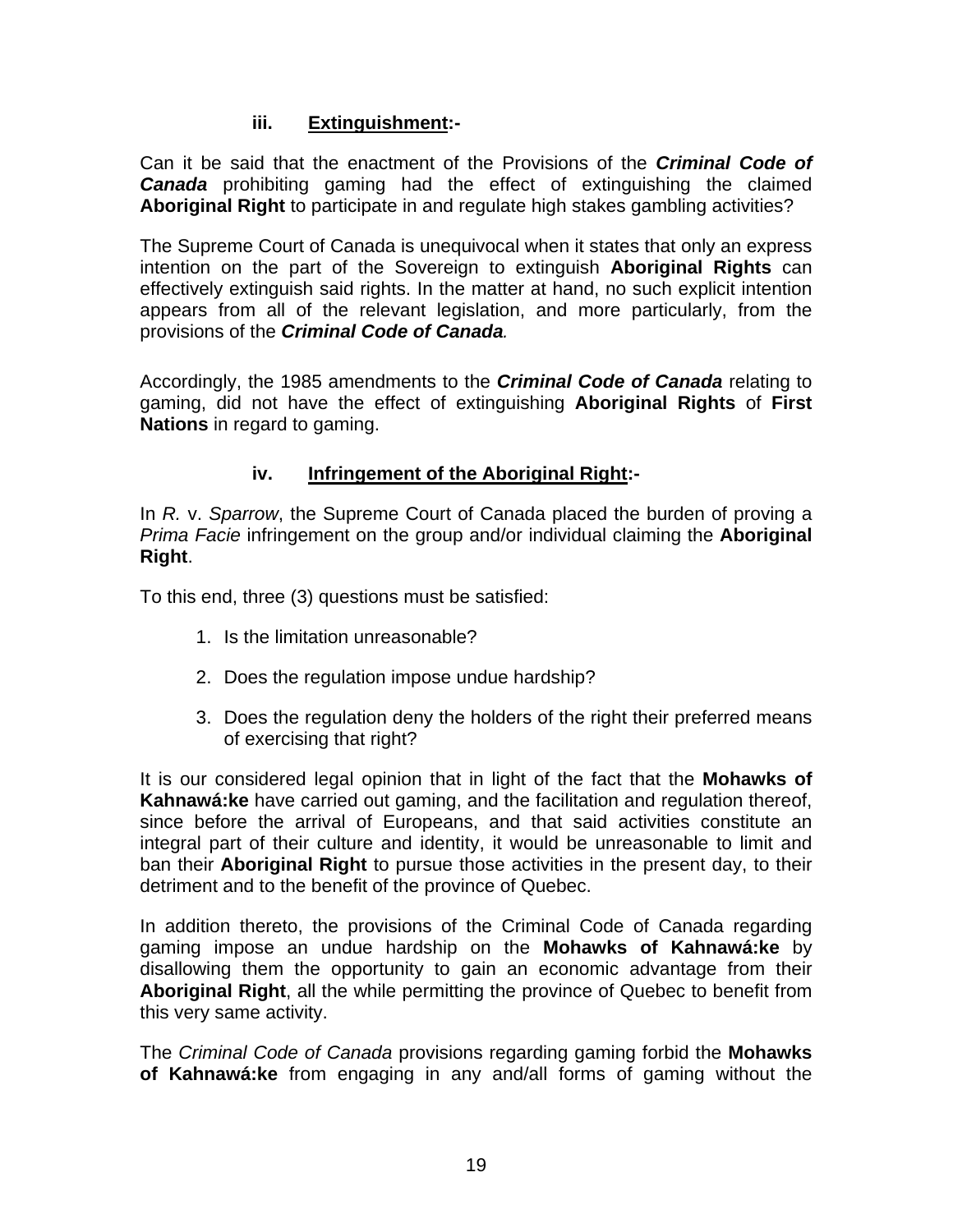### iii. **Extinguishment:-**

Can it be said that the enactment of the Provisions of the ***Criminal Code of Canada*** prohibiting gaming had the effect of extinguishing the claimed **Aboriginal Right** to participate in and regulate high stakes gambling activities?

The Supreme Court of Canada is unequivocal when it states that only an express intention on the part of the Sovereign to extinguish **Aboriginal Rights** can effectively extinguish said rights. In the matter at hand, no such explicit intention appears from all of the relevant legislation, and more particularly, from the provisions of the ***Criminal Code of Canada.***

Accordingly, the 1985 amendments to the ***Criminal Code of Canada*** relating to gaming, did not have the effect of extinguishing **Aboriginal Rights** of **First Nations** in regard to gaming.

### iv. **Infringement of the Aboriginal Right:-**

In *R.* v. *Sparrow*, the Supreme Court of Canada placed the burden of proving a *Prima Facie* infringement on the group and/or individual claiming the **Aboriginal Right**.

To this end, three (3) questions must be satisfied:

1. Is the limitation unreasonable?
2. Does the regulation impose undue hardship?
3. Does the regulation deny the holders of the right their preferred means of exercising that right?

It is our considered legal opinion that in light of the fact that the **Mohawks of Kahnawá:ke** have carried out gaming, and the facilitation and regulation thereof, since before the arrival of Europeans, and that said activities constitute an integral part of their culture and identity, it would be unreasonable to limit and ban their **Aboriginal Right** to pursue those activities in the present day, to their detriment and to the benefit of the province of Quebec.

In addition thereto, the provisions of the Criminal Code of Canada regarding gaming impose an undue hardship on the **Mohawks of Kahnawá:ke** by disallowing them the opportunity to gain an economic advantage from their **Aboriginal Right**, all the while permitting the province of Quebec to benefit from this very same activity.

The *Criminal Code of Canada* provisions regarding gaming forbid the **Mohawks of Kahnawá:ke** from engaging in any and/all forms of gaming without the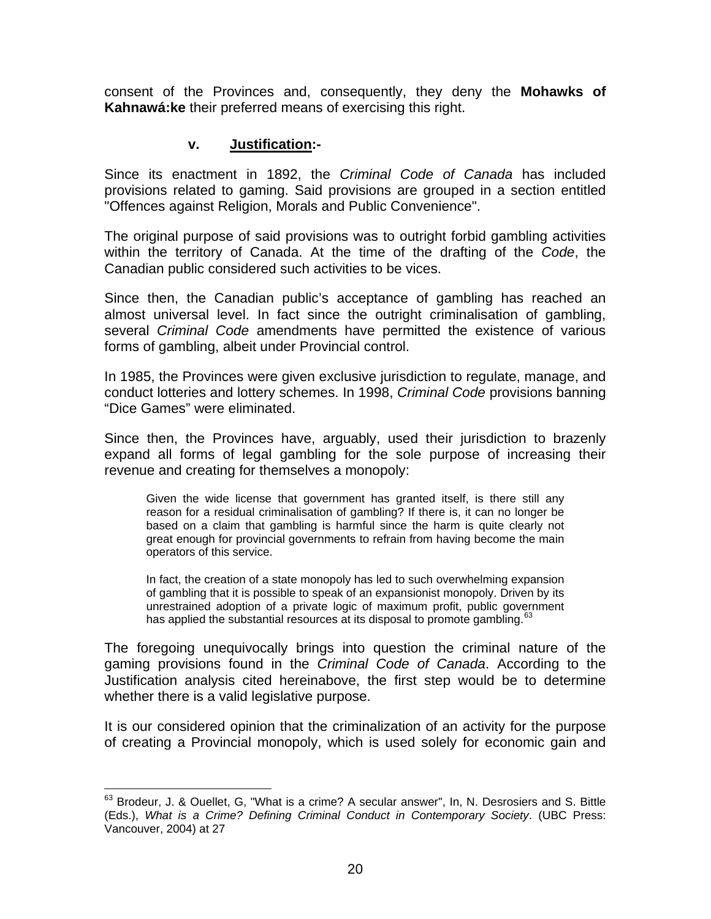consent of the Provinces and, consequently, they deny the **Mohawks of Kahnawá:ke** their preferred means of exercising this right.

### v. Justification:-

Since its enactment in 1892, the *Criminal Code of Canada* has included provisions related to gaming. Said provisions are grouped in a section entitled "Offences against Religion, Morals and Public Convenience".

The original purpose of said provisions was to outright forbid gambling activities within the territory of Canada. At the time of the drafting of the *Code*, the Canadian public considered such activities to be vices.

Since then, the Canadian public's acceptance of gambling has reached an almost universal level. In fact since the outright criminalisation of gambling, several *Criminal Code* amendments have permitted the existence of various forms of gambling, albeit under Provincial control.

In 1985, the Provinces were given exclusive jurisdiction to regulate, manage, and conduct lotteries and lottery schemes. In 1998, *Criminal Code* provisions banning "Dice Games" were eliminated.

Since then, the Provinces have, arguably, used their jurisdiction to brazenly expand all forms of legal gambling for the sole purpose of increasing their revenue and creating for themselves a monopoly:

> Given the wide license that government has granted itself, is there still any reason for a residual criminalisation of gambling? If there is, it can no longer be based on a claim that gambling is harmful since the harm is quite clearly not great enough for provincial governments to refrain from having become the main operators of this service.
>
> In fact, the creation of a state monopoly has led to such overwhelming expansion of gambling that it is possible to speak of an expansionist monopoly. Driven by its unrestrained adoption of a private logic of maximum profit, public government has applied the substantial resources at its disposal to promote gambling.[63]

The foregoing unequivocally brings into question the criminal nature of the gaming provisions found in the *Criminal Code of Canada*. According to the Justification analysis cited hereinabove, the first step would be to determine whether there is a valid legislative purpose.

It is our considered opinion that the criminalization of an activity for the purpose of creating a Provincial monopoly, which is used solely for economic gain and

---

[63] Brodeur, J. & Ouellet, G, "What is a crime? A secular answer", In, N. Desrosiers and S. Bittle (Eds.), *What is a Crime? Defining Criminal Conduct in Contemporary Society*. (UBC Press: Vancouver, 2004) at 27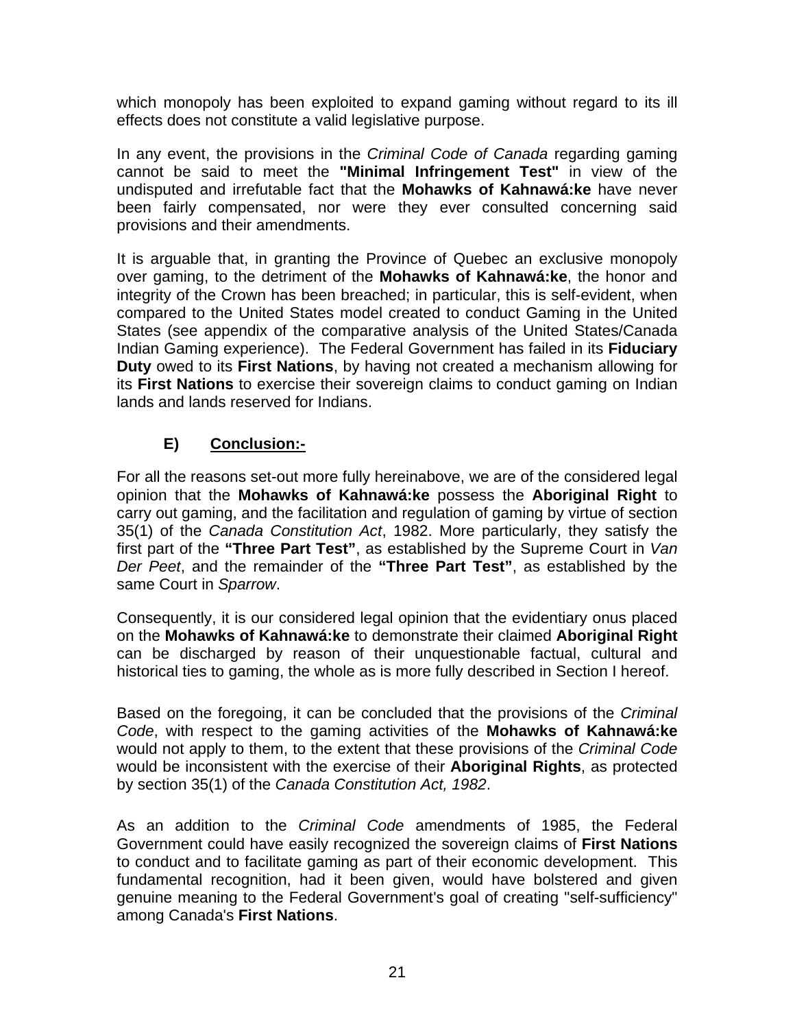which monopoly has been exploited to expand gaming without regard to its ill effects does not constitute a valid legislative purpose.

In any event, the provisions in the *Criminal Code of Canada* regarding gaming cannot be said to meet the **"Minimal Infringement Test"** in view of the undisputed and irrefutable fact that the **Mohawks of Kahnawá:ke** have never been fairly compensated, nor were they ever consulted concerning said provisions and their amendments.

It is arguable that, in granting the Province of Quebec an exclusive monopoly over gaming, to the detriment of the **Mohawks of Kahnawá:ke**, the honor and integrity of the Crown has been breached; in particular, this is self-evident, when compared to the United States model created to conduct Gaming in the United States (see appendix of the comparative analysis of the United States/Canada Indian Gaming experience). The Federal Government has failed in its **Fiduciary Duty** owed to its **First Nations**, by having not created a mechanism allowing for its **First Nations** to exercise their sovereign claims to conduct gaming on Indian lands and lands reserved for Indians.

## E) Conclusion:-

For all the reasons set-out more fully hereinabove, we are of the considered legal opinion that the **Mohawks of Kahnawá:ke** possess the **Aboriginal Right** to carry out gaming, and the facilitation and regulation of gaming by virtue of section 35(1) of the *Canada Constitution Act*, 1982. More particularly, they satisfy the first part of the **"Three Part Test"**, as established by the Supreme Court in *Van Der Peet*, and the remainder of the **"Three Part Test"**, as established by the same Court in *Sparrow*.

Consequently, it is our considered legal opinion that the evidentiary onus placed on the **Mohawks of Kahnawá:ke** to demonstrate their claimed **Aboriginal Right** can be discharged by reason of their unquestionable factual, cultural and historical ties to gaming, the whole as is more fully described in Section I hereof.

Based on the foregoing, it can be concluded that the provisions of the *Criminal Code*, with respect to the gaming activities of the **Mohawks of Kahnawá:ke** would not apply to them, to the extent that these provisions of the *Criminal Code* would be inconsistent with the exercise of their **Aboriginal Rights**, as protected by section 35(1) of the *Canada Constitution Act, 1982*.

As an addition to the *Criminal Code* amendments of 1985, the Federal Government could have easily recognized the sovereign claims of **First Nations** to conduct and to facilitate gaming as part of their economic development. This fundamental recognition, had it been given, would have bolstered and given genuine meaning to the Federal Government's goal of creating "self-sufficiency" among Canada's **First Nations**.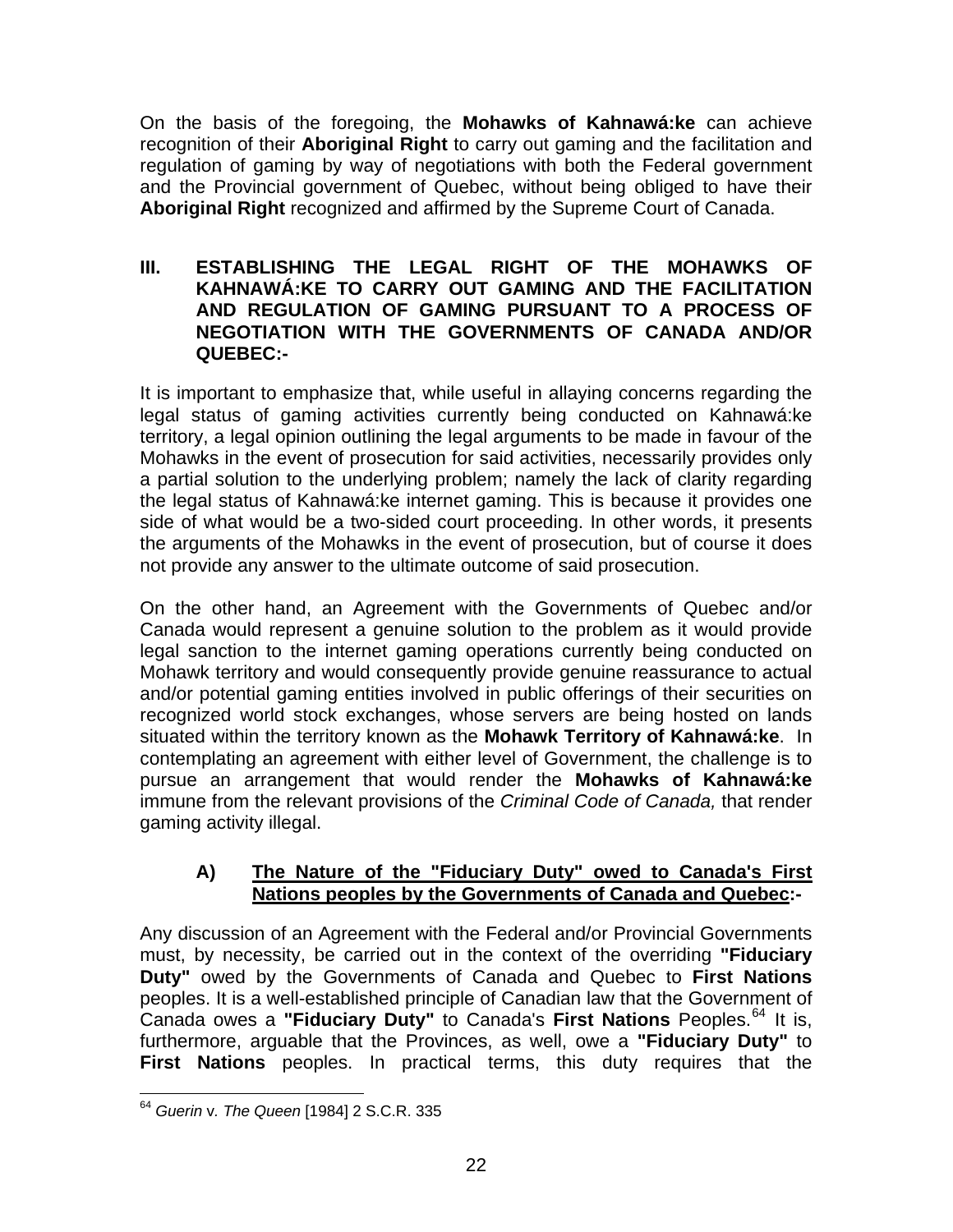On the basis of the foregoing, the **Mohawks of Kahnawá:ke** can achieve recognition of their **Aboriginal Right** to carry out gaming and the facilitation and regulation of gaming by way of negotiations with both the Federal government and the Provincial government of Quebec, without being obliged to have their **Aboriginal Right** recognized and affirmed by the Supreme Court of Canada.

## III. ESTABLISHING THE LEGAL RIGHT OF THE MOHAWKS OF KAHNAWÁ:KE TO CARRY OUT GAMING AND THE FACILITATION AND REGULATION OF GAMING PURSUANT TO A PROCESS OF NEGOTIATION WITH THE GOVERNMENTS OF CANADA AND/OR QUEBEC:-

It is important to emphasize that, while useful in allaying concerns regarding the legal status of gaming activities currently being conducted on Kahnawá:ke territory, a legal opinion outlining the legal arguments to be made in favour of the Mohawks in the event of prosecution for said activities, necessarily provides only a partial solution to the underlying problem; namely the lack of clarity regarding the legal status of Kahnawá:ke internet gaming. This is because it provides one side of what would be a two-sided court proceeding. In other words, it presents the arguments of the Mohawks in the event of prosecution, but of course it does not provide any answer to the ultimate outcome of said prosecution.

On the other hand, an Agreement with the Governments of Quebec and/or Canada would represent a genuine solution to the problem as it would provide legal sanction to the internet gaming operations currently being conducted on Mohawk territory and would consequently provide genuine reassurance to actual and/or potential gaming entities involved in public offerings of their securities on recognized world stock exchanges, whose servers are being hosted on lands situated within the territory known as the **Mohawk Territory of Kahnawá:ke**. In contemplating an agreement with either level of Government, the challenge is to pursue an arrangement that would render the **Mohawks of Kahnawá:ke** immune from the relevant provisions of the *Criminal Code of Canada,* that render gaming activity illegal.

### A) <u>The Nature of the "Fiduciary Duty" owed to Canada's First Nations peoples by the Governments of Canada and Quebec</u>:-

Any discussion of an Agreement with the Federal and/or Provincial Governments must, by necessity, be carried out in the context of the overriding **"Fiduciary Duty"** owed by the Governments of Canada and Quebec to **First Nations** peoples. It is a well-established principle of Canadian law that the Government of Canada owes a **"Fiduciary Duty"** to Canada's **First Nations** Peoples.[64] It is, furthermore, arguable that the Provinces, as well, owe a **"Fiduciary Duty"** to **First Nations** peoples. In practical terms, this duty requires that the

---

[64] *Guerin* v. *The Queen* [1984] 2 S.C.R. 335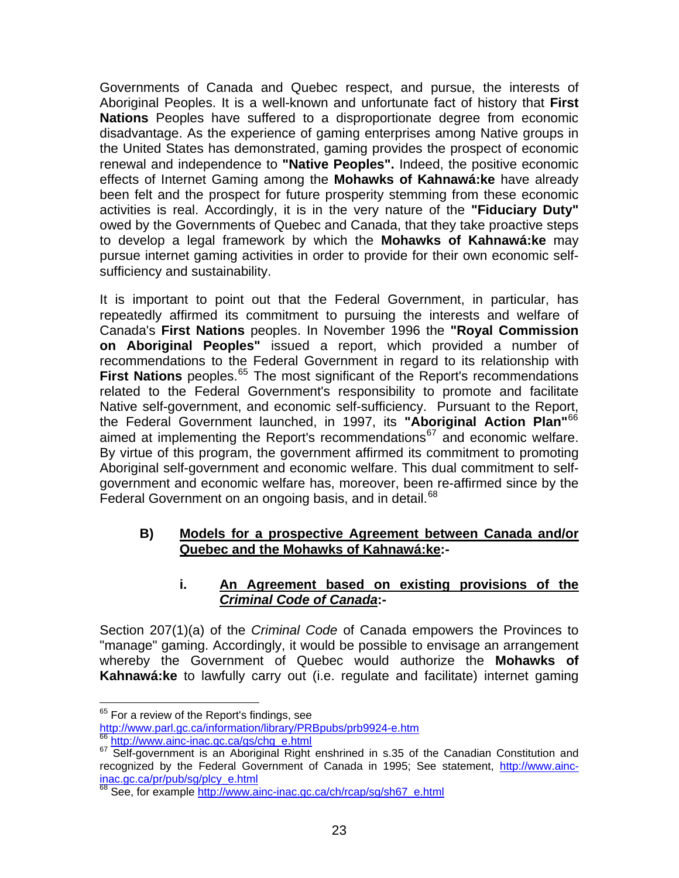Governments of Canada and Quebec respect, and pursue, the interests of Aboriginal Peoples. It is a well-known and unfortunate fact of history that **First Nations** Peoples have suffered to a disproportionate degree from economic disadvantage. As the experience of gaming enterprises among Native groups in the United States has demonstrated, gaming provides the prospect of economic renewal and independence to **"Native Peoples".** Indeed, the positive economic effects of Internet Gaming among the **Mohawks of Kahnawá:ke** have already been felt and the prospect for future prosperity stemming from these economic activities is real. Accordingly, it is in the very nature of the **"Fiduciary Duty"** owed by the Governments of Quebec and Canada, that they take proactive steps to develop a legal framework by which the **Mohawks of Kahnawá:ke** may pursue internet gaming activities in order to provide for their own economic self-sufficiency and sustainability.

It is important to point out that the Federal Government, in particular, has repeatedly affirmed its commitment to pursuing the interests and welfare of Canada's **First Nations** peoples. In November 1996 the **"Royal Commission on Aboriginal Peoples"** issued a report, which provided a number of recommendations to the Federal Government in regard to its relationship with **First Nations** peoples.[65] The most significant of the Report's recommendations related to the Federal Government's responsibility to promote and facilitate Native self-government, and economic self-sufficiency. Pursuant to the Report, the Federal Government launched, in 1997, its **"Aboriginal Action Plan"**[66] aimed at implementing the Report's recommendations[67] and economic welfare. By virtue of this program, the government affirmed its commitment to promoting Aboriginal self-government and economic welfare. This dual commitment to self-government and economic welfare has, moreover, been re-affirmed since by the Federal Government on an ongoing basis, and in detail.[68]

### B) <u>Models for a prospective Agreement between Canada and/or Quebec and the Mohawks of Kahnawá:ke</u>:-

#### i. <u>An Agreement based on existing provisions of the *Criminal Code of Canada*</u>:-

Section 207(1)(a) of the *Criminal Code* of Canada empowers the Provinces to "manage" gaming. Accordingly, it would be possible to envisage an arrangement whereby the Government of Quebec would authorize the **Mohawks of Kahnawá:ke** to lawfully carry out (i.e. regulate and facilitate) internet gaming

---

[65] For a review of the Report's findings, see http://www.parl.gc.ca/information/library/PRBpubs/prb9924-e.htm

[66] http://www.ainc-inac.gc.ca/gs/chg_e.html

[67] Self-government is an Aboriginal Right enshrined in s.35 of the Canadian Constitution and recognized by the Federal Government of Canada in 1995; See statement, http://www.ainc-inac.gc.ca/pr/pub/sg/plcy_e.html

[68] See, for example http://www.ainc-inac.gc.ca/ch/rcap/sg/sh67_e.html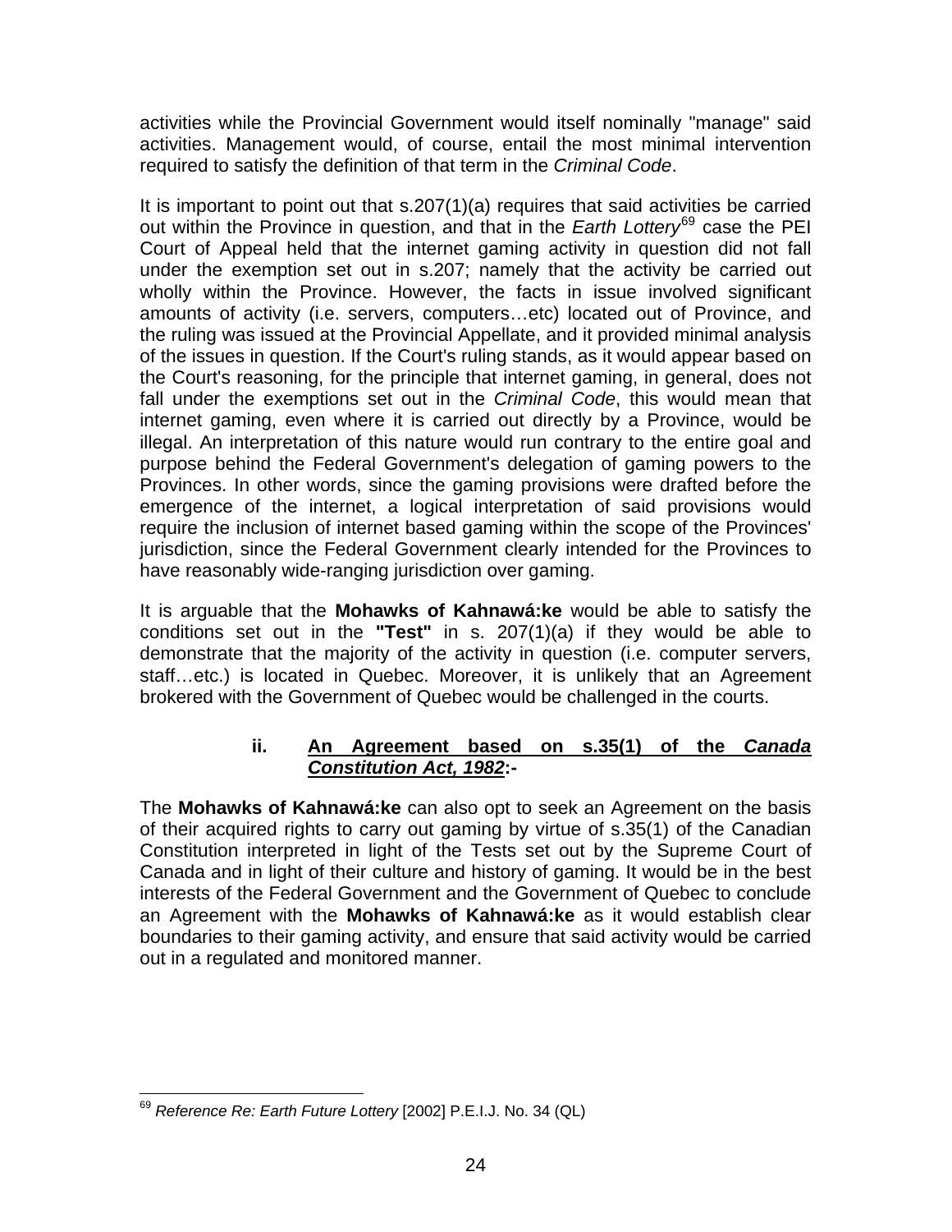activities while the Provincial Government would itself nominally "manage" said activities. Management would, of course, entail the most minimal intervention required to satisfy the definition of that term in the *Criminal Code*.

It is important to point out that s.207(1)(a) requires that said activities be carried out within the Province in question, and that in the *Earth Lottery*[69] case the PEI Court of Appeal held that the internet gaming activity in question did not fall under the exemption set out in s.207; namely that the activity be carried out wholly within the Province. However, the facts in issue involved significant amounts of activity (i.e. servers, computers…etc) located out of Province, and the ruling was issued at the Provincial Appellate, and it provided minimal analysis of the issues in question. If the Court's ruling stands, as it would appear based on the Court's reasoning, for the principle that internet gaming, in general, does not fall under the exemptions set out in the *Criminal Code*, this would mean that internet gaming, even where it is carried out directly by a Province, would be illegal. An interpretation of this nature would run contrary to the entire goal and purpose behind the Federal Government's delegation of gaming powers to the Provinces. In other words, since the gaming provisions were drafted before the emergence of the internet, a logical interpretation of said provisions would require the inclusion of internet based gaming within the scope of the Provinces' jurisdiction, since the Federal Government clearly intended for the Provinces to have reasonably wide-ranging jurisdiction over gaming.

It is arguable that the **Mohawks of Kahnawá:ke** would be able to satisfy the conditions set out in the **"Test"** in s. 207(1)(a) if they would be able to demonstrate that the majority of the activity in question (i.e. computer servers, staff…etc.) is located in Quebec. Moreover, it is unlikely that an Agreement brokered with the Government of Quebec would be challenged in the courts.

#### ii. An Agreement based on s.35(1) of the *Canada Constitution Act, 1982*:-

The **Mohawks of Kahnawá:ke** can also opt to seek an Agreement on the basis of their acquired rights to carry out gaming by virtue of s.35(1) of the Canadian Constitution interpreted in light of the Tests set out by the Supreme Court of Canada and in light of their culture and history of gaming. It would be in the best interests of the Federal Government and the Government of Quebec to conclude an Agreement with the **Mohawks of Kahnawá:ke** as it would establish clear boundaries to their gaming activity, and ensure that said activity would be carried out in a regulated and monitored manner.

---

[69] *Reference Re: Earth Future Lottery* [2002] P.E.I.J. No. 34 (QL)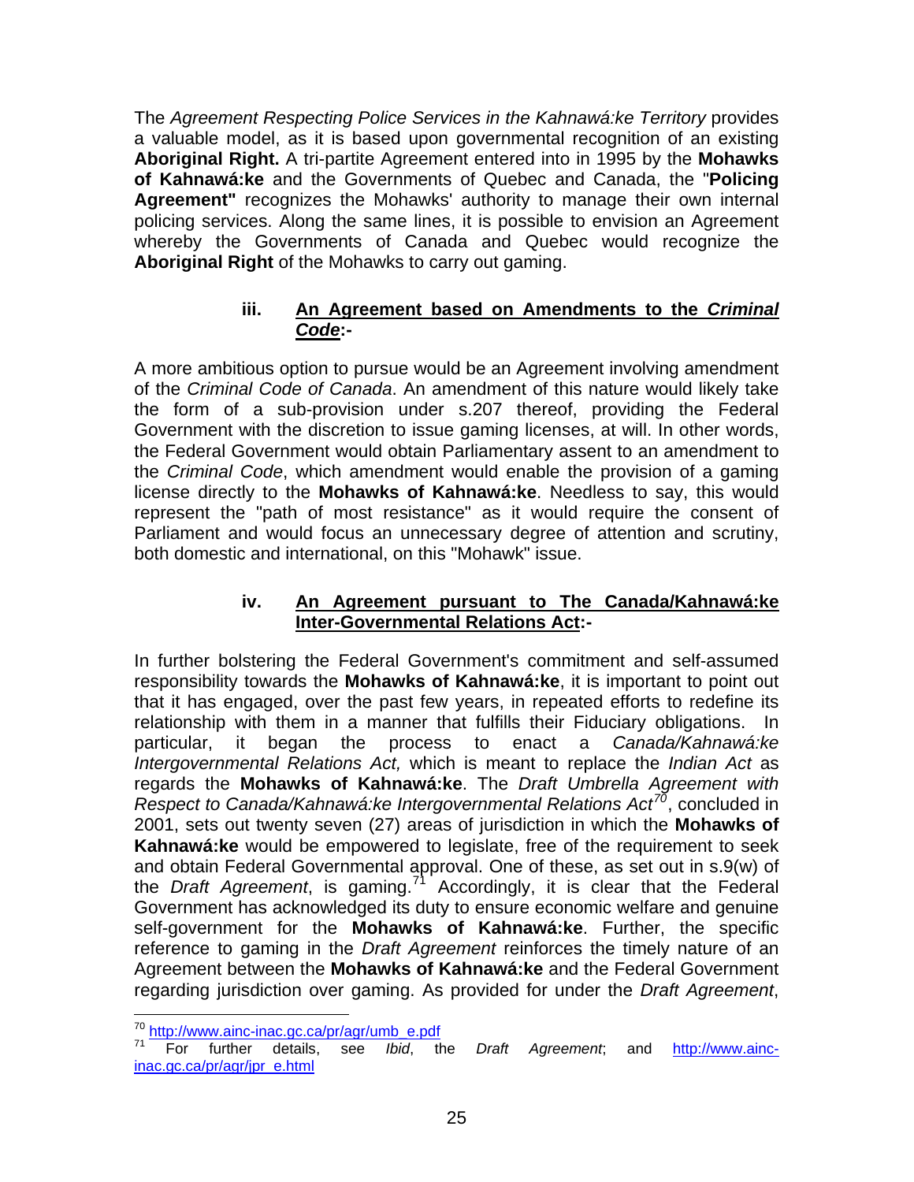The *Agreement Respecting Police Services in the Kahnawá:ke Territory* provides a valuable model, as it is based upon governmental recognition of an existing **Aboriginal Right.** A tri-partite Agreement entered into in 1995 by the **Mohawks of Kahnawá:ke** and the Governments of Quebec and Canada, the "**Policing Agreement"** recognizes the Mohawks' authority to manage their own internal policing services. Along the same lines, it is possible to envision an Agreement whereby the Governments of Canada and Quebec would recognize the **Aboriginal Right** of the Mohawks to carry out gaming.

#### iii. <u>An Agreement based on Amendments to the *Criminal Code*</u>:-

A more ambitious option to pursue would be an Agreement involving amendment of the *Criminal Code of Canada*. An amendment of this nature would likely take the form of a sub-provision under s.207 thereof, providing the Federal Government with the discretion to issue gaming licenses, at will. In other words, the Federal Government would obtain Parliamentary assent to an amendment to the *Criminal Code*, which amendment would enable the provision of a gaming license directly to the **Mohawks of Kahnawá:ke**. Needless to say, this would represent the "path of most resistance" as it would require the consent of Parliament and would focus an unnecessary degree of attention and scrutiny, both domestic and international, on this "Mohawk" issue.

#### iv. <u>An Agreement pursuant to The Canada/Kahnawá:ke Inter-Governmental Relations Act</u>:-

In further bolstering the Federal Government's commitment and self-assumed responsibility towards the **Mohawks of Kahnawá:ke**, it is important to point out that it has engaged, over the past few years, in repeated efforts to redefine its relationship with them in a manner that fulfills their Fiduciary obligations. In particular, it began the process to enact a *Canada/Kahnawá:ke Intergovernmental Relations Act,* which is meant to replace the *Indian Act* as regards the **Mohawks of Kahnawá:ke**. The *Draft Umbrella Agreement with Respect to Canada/Kahnawá:ke Intergovernmental Relations Act*[70], concluded in 2001, sets out twenty seven (27) areas of jurisdiction in which the **Mohawks of Kahnawá:ke** would be empowered to legislate, free of the requirement to seek and obtain Federal Governmental approval. One of these, as set out in s.9(w) of the *Draft Agreement*, is gaming.[71] Accordingly, it is clear that the Federal Government has acknowledged its duty to ensure economic welfare and genuine self-government for the **Mohawks of Kahnawá:ke**. Further, the specific reference to gaming in the *Draft Agreement* reinforces the timely nature of an Agreement between the **Mohawks of Kahnawá:ke** and the Federal Government regarding jurisdiction over gaming. As provided for under the *Draft Agreement*,

---

[70] http://www.ainc-inac.gc.ca/pr/agr/umb_e.pdf

[71] For further details, see *Ibid*, the *Draft Agreement*; and http://www.ainc-inac.gc.ca/pr/agr/jpr_e.html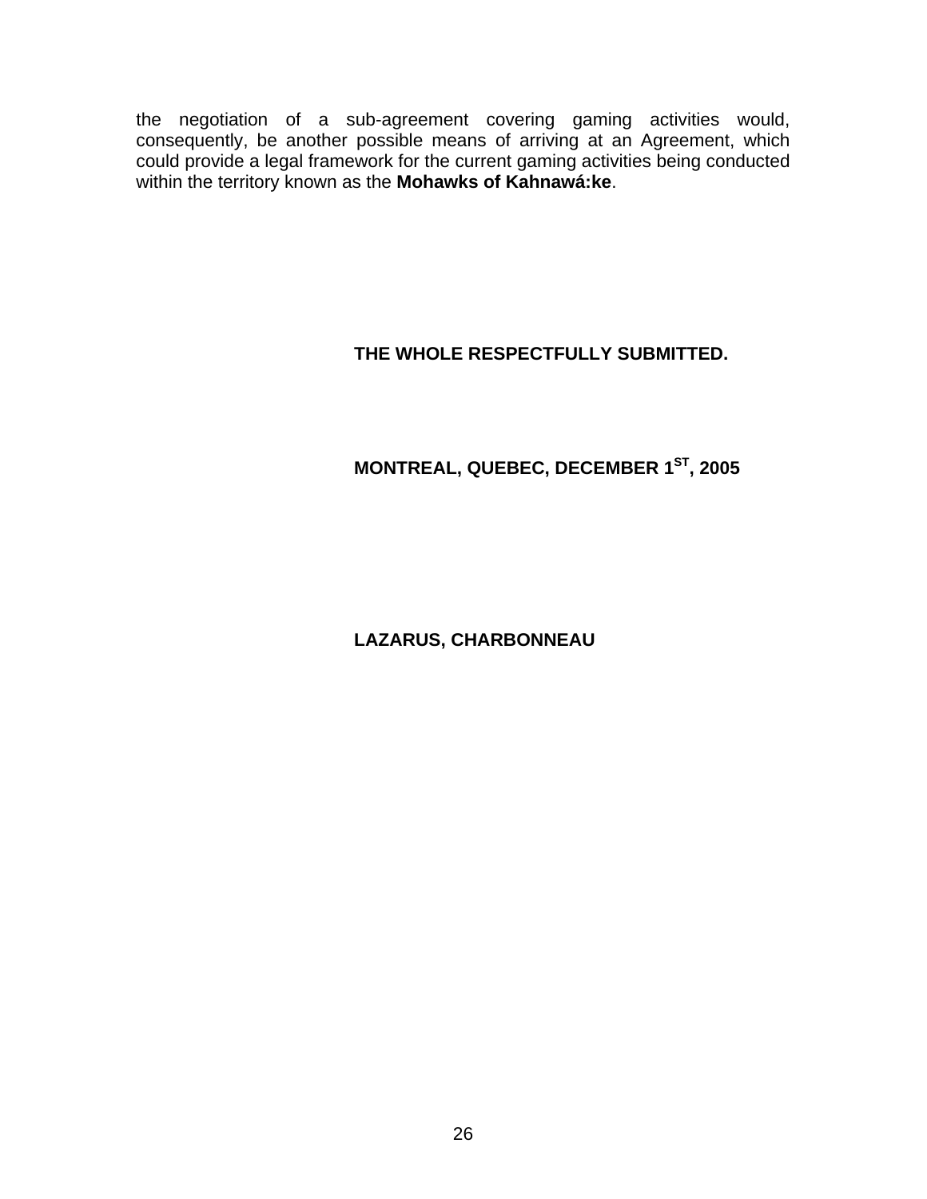the negotiation of a sub-agreement covering gaming activities would, consequently, be another possible means of arriving at an Agreement, which could provide a legal framework for the current gaming activities being conducted within the territory known as the **Mohawks of Kahnawá:ke**.

**THE WHOLE RESPECTFULLY SUBMITTED.**

**MONTREAL, QUEBEC, DECEMBER 1ST, 2005**

**LAZARUS, CHARBONNEAU**